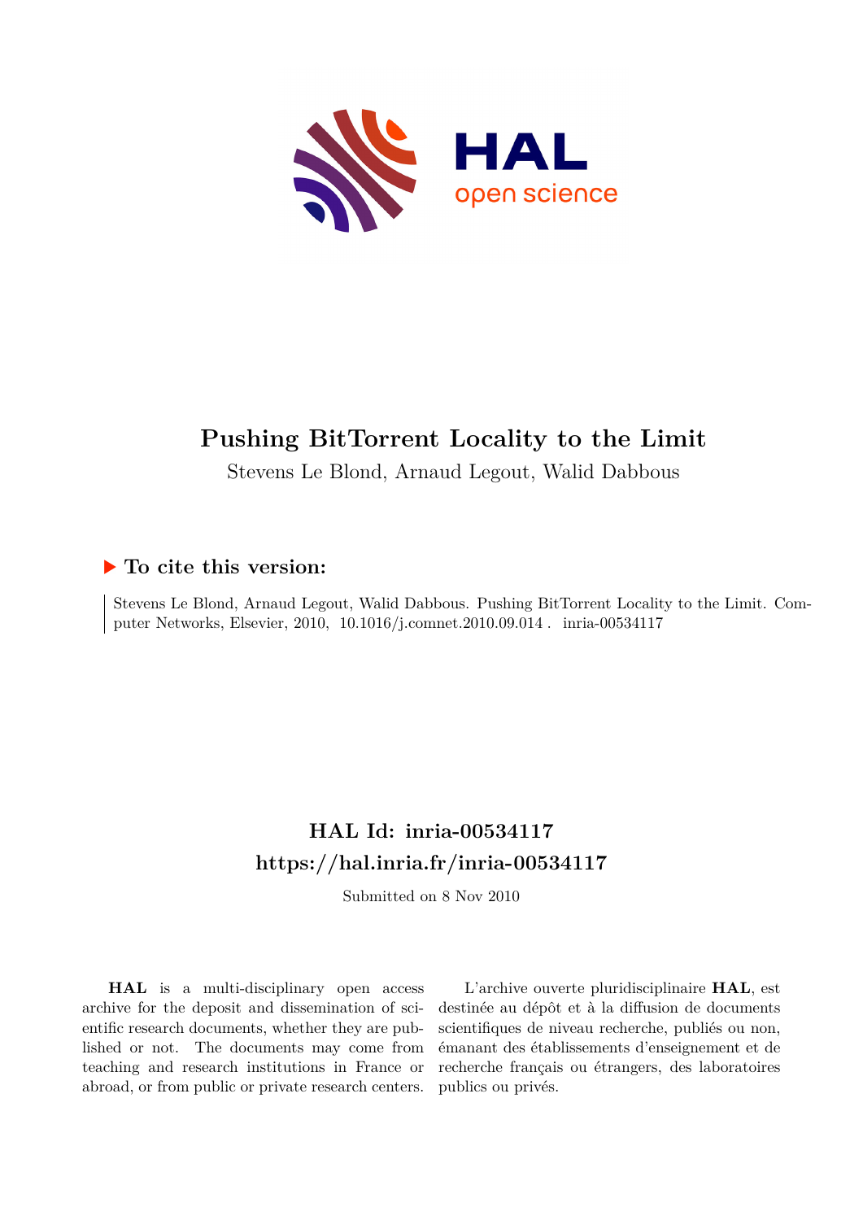# Pushing BitTorrent Locality to the Limit

Stevens Le Blond, Arnaud Legout, Walid Dabbous

## ▶ To cite this version:

Stevens Le Blond, Arnaud Legout, Walid Dabbous. Pushing BitTorrent Locality to the Limit. Computer Networks, Elsevier, 2010, 10.1016/j.comnet.2010.09.014. inria-00534117

## HAL Id: inria-00534117
## https://hal.inria.fr/inria-00534117

Submitted on 8 Nov 2010

**HAL** is a multi-disciplinary open access archive for the deposit and dissemination of scientific research documents, whether they are published or not. The documents may come from teaching and research institutions in France or abroad, or from public or private research centers.

L'archive ouverte pluridisciplinaire **HAL**, est destinée au dépôt et à la diffusion de documents scientifiques de niveau recherche, publiés ou non, émanant des établissements d'enseignement et de recherche français ou étrangers, des laboratoires publics ou privés.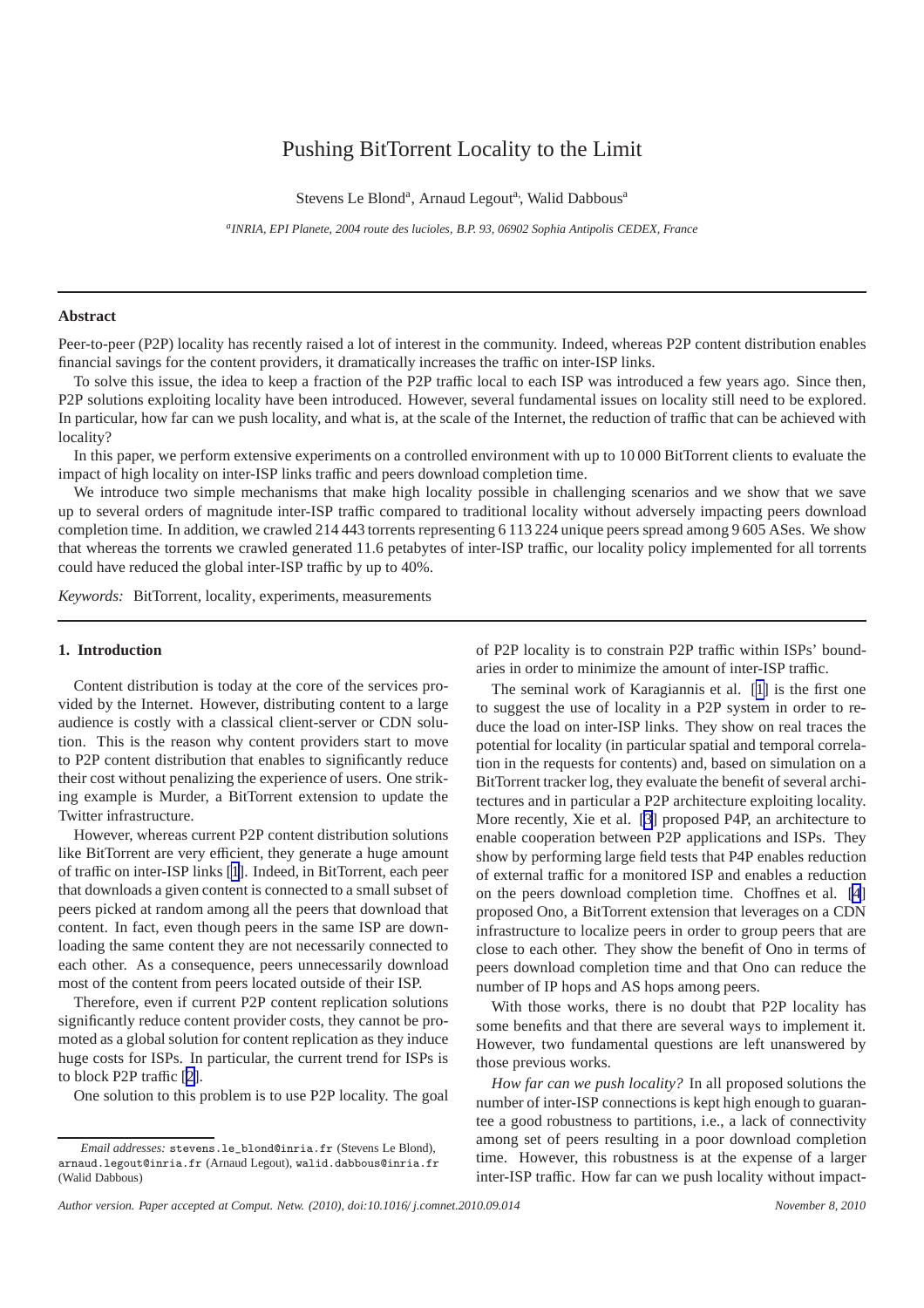# Pushing BitTorrent Locality to the Limit

Stevens Le Blond[a], Arnaud Legout[a], Walid Dabbous[a]

[a]*INRIA, EPI Planete, 2004 route des lucioles, B.P. 93, 06902 Sophia Antipolis CEDEX, France*

---

## Abstract

Peer-to-peer (P2P) locality has recently raised a lot of interest in the community. Indeed, whereas P2P content distribution enables financial savings for the content providers, it dramatically increases the traffic on inter-ISP links.

To solve this issue, the idea to keep a fraction of the P2P traffic local to each ISP was introduced a few years ago. Since then, P2P solutions exploiting locality have been introduced. However, several fundamental issues on locality still need to be explored. In particular, how far can we push locality, and what is, at the scale of the Internet, the reduction of traffic that can be achieved with locality?

In this paper, we perform extensive experiments on a controlled environment with up to 10 000 BitTorrent clients to evaluate the impact of high locality on inter-ISP links traffic and peers download completion time.

We introduce two simple mechanisms that make high locality possible in challenging scenarios and we show that we save up to several orders of magnitude inter-ISP traffic compared to traditional locality without adversely impacting peers download completion time. In addition, we crawled 214 443 torrents representing 6 113 224 unique peers spread among 9 605 ASes. We show that whereas the torrents we crawled generated 11.6 petabytes of inter-ISP traffic, our locality policy implemented for all torrents could have reduced the global inter-ISP traffic by up to 40%.

*Keywords:* BitTorrent, locality, experiments, measurements

---

## 1. Introduction

Content distribution is today at the core of the services provided by the Internet. However, distributing content to a large audience is costly with a classical client-server or CDN solution. This is the reason why content providers start to move to P2P content distribution that enables to significantly reduce their cost without penalizing the experience of users. One striking example is Murder, a BitTorrent extension to update the Twitter infrastructure.

However, whereas current P2P content distribution solutions like BitTorrent are very efficient, they generate a huge amount of traffic on inter-ISP links [1]. Indeed, in BitTorrent, each peer that downloads a given content is connected to a small subset of peers picked at random among all the peers that download that content. In fact, even though peers in the same ISP are downloading the same content they are not necessarily connected to each other. As a consequence, peers unnecessarily download most of the content from peers located outside of their ISP.

Therefore, even if current P2P content replication solutions significantly reduce content provider costs, they cannot be promoted as a global solution for content replication as they induce huge costs for ISPs. In particular, the current trend for ISPs is to block P2P traffic [2].

One solution to this problem is to use P2P locality. The goal of P2P locality is to constrain P2P traffic within ISPs' boundaries in order to minimize the amount of inter-ISP traffic.

The seminal work of Karagiannis et al. [1] is the first one to suggest the use of locality in a P2P system in order to reduce the load on inter-ISP links. They show on real traces the potential for locality (in particular spatial and temporal correlation in the requests for contents) and, based on simulation on a BitTorrent tracker log, they evaluate the benefit of several architectures and in particular a P2P architecture exploiting locality. More recently, Xie et al. [3] proposed P4P, an architecture to enable cooperation between P2P applications and ISPs. They show by performing large field tests that P4P enables reduction of external traffic for a monitored ISP and enables a reduction on the peers download completion time. Choffnes et al. [4] proposed Ono, a BitTorrent extension that leverages on a CDN infrastructure to localize peers in order to group peers that are close to each other. They show the benefit of Ono in terms of peers download completion time and that Ono can reduce the number of IP hops and AS hops among peers.

With those works, there is no doubt that P2P locality has some benefits and that there are several ways to implement it. However, two fundamental questions are left unanswered by those previous works.

*How far can we push locality?* In all proposed solutions the number of inter-ISP connections is kept high enough to guarantee a good robustness to partitions, i.e., a lack of connectivity among set of peers resulting in a poor download completion time. However, this robustness is at the expense of a larger inter-ISP traffic. How far can we push locality without impact-

---

*Email addresses:* stevens.le_blond@inria.fr (Stevens Le Blond), arnaud.legout@inria.fr (Arnaud Legout), walid.dabbous@inria.fr (Walid Dabbous)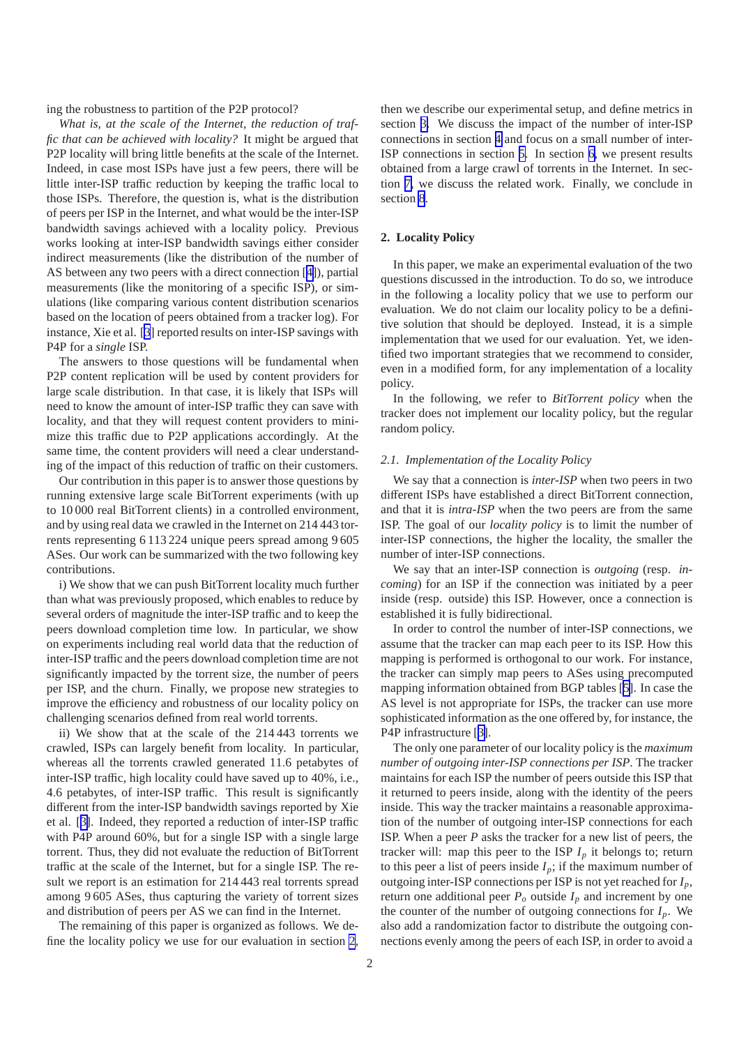ing the robustness to partition of the P2P protocol?

*What is, at the scale of the Internet, the reduction of traffic that can be achieved with locality?* It might be argued that P2P locality will bring little benefits at the scale of the Internet. Indeed, in case most ISPs have just a few peers, there will be little inter-ISP traffic reduction by keeping the traffic local to those ISPs. Therefore, the question is, what is the distribution of peers per ISP in the Internet, and what would be the inter-ISP bandwidth savings achieved with a locality policy. Previous works looking at inter-ISP bandwidth savings either consider indirect measurements (like the distribution of the number of AS between any two peers with a direct connection [4]), partial measurements (like the monitoring of a specific ISP), or simulations (like comparing various content distribution scenarios based on the location of peers obtained from a tracker log). For instance, Xie et al. [3] reported results on inter-ISP savings with P4P for a *single* ISP.

The answers to those questions will be fundamental when P2P content replication will be used by content providers for large scale distribution. In that case, it is likely that ISPs will need to know the amount of inter-ISP traffic they can save with locality, and that they will request content providers to minimize this traffic due to P2P applications accordingly. At the same time, the content providers will need a clear understanding of the impact of this reduction of traffic on their customers.

Our contribution in this paper is to answer those questions by running extensive large scale BitTorrent experiments (with up to 10 000 real BitTorrent clients) in a controlled environment, and by using real data we crawled in the Internet on 214 443 torrents representing 6 113 224 unique peers spread among 9 605 ASes. Our work can be summarized with the two following key contributions.

i) We show that we can push BitTorrent locality much further than what was previously proposed, which enables to reduce by several orders of magnitude the inter-ISP traffic and to keep the peers download completion time low. In particular, we show on experiments including real world data that the reduction of inter-ISP traffic and the peers download completion time are not significantly impacted by the torrent size, the number of peers per ISP, and the churn. Finally, we propose new strategies to improve the efficiency and robustness of our locality policy on challenging scenarios defined from real world torrents.

ii) We show that at the scale of the 214 443 torrents we crawled, ISPs can largely benefit from locality. In particular, whereas all the torrents crawled generated 11.6 petabytes of inter-ISP traffic, high locality could have saved up to 40%, i.e., 4.6 petabytes, of inter-ISP traffic. This result is significantly different from the inter-ISP bandwidth savings reported by Xie et al. [3]. Indeed, they reported a reduction of inter-ISP traffic with P4P around 60%, but for a single ISP with a single large torrent. Thus, they did not evaluate the reduction of BitTorrent traffic at the scale of the Internet, but for a single ISP. The result we report is an estimation for 214 443 real torrents spread among 9 605 ASes, thus capturing the variety of torrent sizes and distribution of peers per AS we can find in the Internet.

The remaining of this paper is organized as follows. We define the locality policy we use for our evaluation in section 2, then we describe our experimental setup, and define metrics in section 3. We discuss the impact of the number of inter-ISP connections in section 4 and focus on a small number of inter-ISP connections in section 5. In section 6, we present results obtained from a large crawl of torrents in the Internet. In section 7, we discuss the related work. Finally, we conclude in section 8.

## 2. Locality Policy

In this paper, we make an experimental evaluation of the two questions discussed in the introduction. To do so, we introduce in the following a locality policy that we use to perform our evaluation. We do not claim our locality policy to be a definitive solution that should be deployed. Instead, it is a simple implementation that we used for our evaluation. Yet, we identified two important strategies that we recommend to consider, even in a modified form, for any implementation of a locality policy.

In the following, we refer to *BitTorrent policy* when the tracker does not implement our locality policy, but the regular random policy.

### 2.1. Implementation of the Locality Policy

We say that a connection is *inter-ISP* when two peers in two different ISPs have established a direct BitTorrent connection, and that it is *intra-ISP* when the two peers are from the same ISP. The goal of our *locality policy* is to limit the number of inter-ISP connections, the higher the locality, the smaller the number of inter-ISP connections.

We say that an inter-ISP connection is *outgoing* (resp. *incoming*) for an ISP if the connection was initiated by a peer inside (resp. outside) this ISP. However, once a connection is established it is fully bidirectional.

In order to control the number of inter-ISP connections, we assume that the tracker can map each peer to its ISP. How this mapping is performed is orthogonal to our work. For instance, the tracker can simply map peers to ASes using precomputed mapping information obtained from BGP tables [5]. In case the AS level is not appropriate for ISPs, the tracker can use more sophisticated information as the one offered by, for instance, the P4P infrastructure [3].

The only one parameter of our locality policy is the *maximum number of outgoing inter-ISP connections per ISP*. The tracker maintains for each ISP the number of peers outside this ISP that it returned to peers inside, along with the identity of the peers inside. This way the tracker maintains a reasonable approximation of the number of outgoing inter-ISP connections for each ISP. When a peer $P$ asks the tracker for a new list of peers, the tracker will: map this peer to the ISP $I_p$ it belongs to; return to this peer a list of peers inside $I_p$; if the maximum number of outgoing inter-ISP connections per ISP is not yet reached for $I_p$, return one additional peer $P_o$ outside $I_p$ and increment by one the counter of the number of outgoing connections for $I_p$. We also add a randomization factor to distribute the outgoing connections evenly among the peers of each ISP, in order to avoid a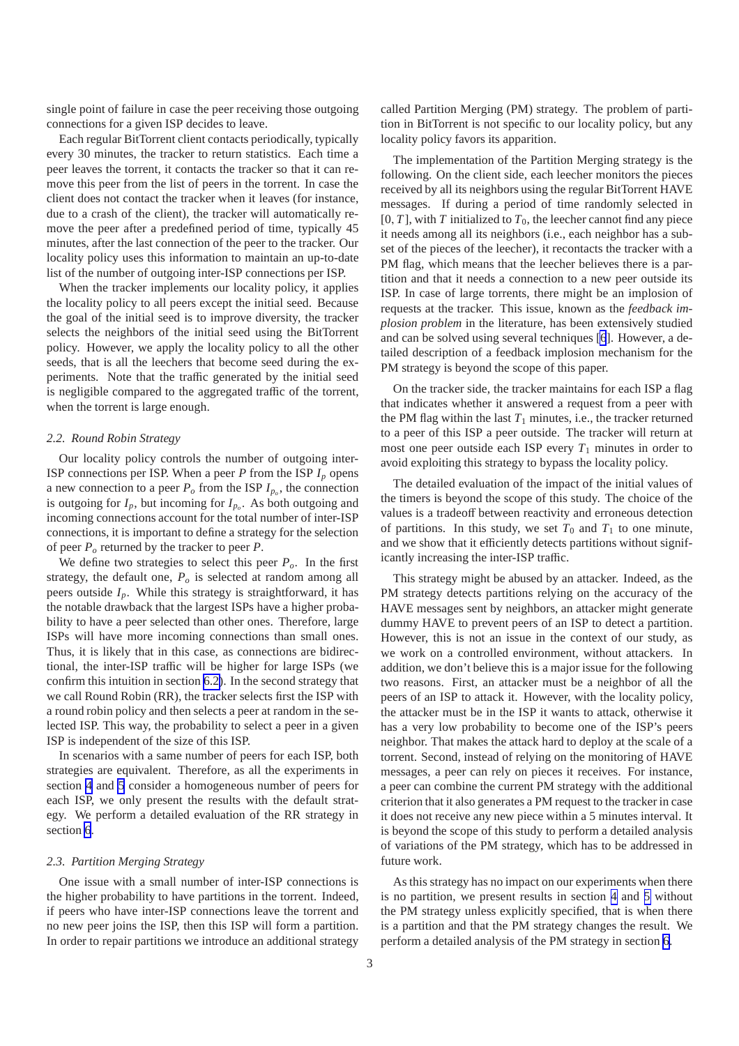single point of failure in case the peer receiving those outgoing connections for a given ISP decides to leave.

Each regular BitTorrent client contacts periodically, typically every 30 minutes, the tracker to return statistics. Each time a peer leaves the torrent, it contacts the tracker so that it can remove this peer from the list of peers in the torrent. In case the client does not contact the tracker when it leaves (for instance, due to a crash of the client), the tracker will automatically remove the peer after a predefined period of time, typically 45 minutes, after the last connection of the peer to the tracker. Our locality policy uses this information to maintain an up-to-date list of the number of outgoing inter-ISP connections per ISP.

When the tracker implements our locality policy, it applies the locality policy to all peers except the initial seed. Because the goal of the initial seed is to improve diversity, the tracker selects the neighbors of the initial seed using the BitTorrent policy. However, we apply the locality policy to all the other seeds, that is all the leechers that become seed during the experiments. Note that the traffic generated by the initial seed is negligible compared to the aggregated traffic of the torrent, when the torrent is large enough.

### *2.2. Round Robin Strategy*

Our locality policy controls the number of outgoing inter-ISP connections per ISP. When a peer $P$ from the ISP $I_p$ opens a new connection to a peer $P_o$ from the ISP $I_{p_o}$, the connection is outgoing for $I_p$, but incoming for $I_{p_o}$. As both outgoing and incoming connections account for the total number of inter-ISP connections, it is important to define a strategy for the selection of peer $P_o$ returned by the tracker to peer $P$.

We define two strategies to select this peer $P_o$. In the first strategy, the default one, $P_o$ is selected at random among all peers outside $I_p$. While this strategy is straightforward, it has the notable drawback that the largest ISPs have a higher probability to have a peer selected than other ones. Therefore, large ISPs will have more incoming connections than small ones. Thus, it is likely that in this case, as connections are bidirectional, the inter-ISP traffic will be higher for large ISPs (we confirm this intuition in section 6.2). In the second strategy that we call Round Robin (RR), the tracker selects first the ISP with a round robin policy and then selects a peer at random in the selected ISP. This way, the probability to select a peer in a given ISP is independent of the size of this ISP.

In scenarios with a same number of peers for each ISP, both strategies are equivalent. Therefore, as all the experiments in section 4 and 5 consider a homogeneous number of peers for each ISP, we only present the results with the default strategy. We perform a detailed evaluation of the RR strategy in section 6.

### *2.3. Partition Merging Strategy*

One issue with a small number of inter-ISP connections is the higher probability to have partitions in the torrent. Indeed, if peers who have inter-ISP connections leave the torrent and no new peer joins the ISP, then this ISP will form a partition. In order to repair partitions we introduce an additional strategy called Partition Merging (PM) strategy. The problem of partition in BitTorrent is not specific to our locality policy, but any locality policy favors its apparition.

The implementation of the Partition Merging strategy is the following. On the client side, each leecher monitors the pieces received by all its neighbors using the regular BitTorrent HAVE messages. If during a period of time randomly selected in $[0, T]$, with $T$ initialized to $T_0$, the leecher cannot find any piece it needs among all its neighbors (i.e., each neighbor has a subset of the pieces of the leecher), it recontacts the tracker with a PM flag, which means that the leecher believes there is a partition and that it needs a connection to a new peer outside its ISP. In case of large torrents, there might be an implosion of requests at the tracker. This issue, known as the *feedback implosion problem* in the literature, has been extensively studied and can be solved using several techniques [6]. However, a detailed description of a feedback implosion mechanism for the PM strategy is beyond the scope of this paper.

On the tracker side, the tracker maintains for each ISP a flag that indicates whether it answered a request from a peer with the PM flag within the last $T_1$ minutes, i.e., the tracker returned to a peer of this ISP a peer outside. The tracker will return at most one peer outside each ISP every $T_1$ minutes in order to avoid exploiting this strategy to bypass the locality policy.

The detailed evaluation of the impact of the initial values of the timers is beyond the scope of this study. The choice of the values is a tradeoff between reactivity and erroneous detection of partitions. In this study, we set $T_0$ and $T_1$ to one minute, and we show that it efficiently detects partitions without significantly increasing the inter-ISP traffic.

This strategy might be abused by an attacker. Indeed, as the PM strategy detects partitions relying on the accuracy of the HAVE messages sent by neighbors, an attacker might generate dummy HAVE to prevent peers of an ISP to detect a partition. However, this is not an issue in the context of our study, as we work on a controlled environment, without attackers. In addition, we don't believe this is a major issue for the following two reasons. First, an attacker must be a neighbor of all the peers of an ISP to attack it. However, with the locality policy, the attacker must be in the ISP it wants to attack, otherwise it has a very low probability to become one of the ISP's peers neighbor. That makes the attack hard to deploy at the scale of a torrent. Second, instead of relying on the monitoring of HAVE messages, a peer can rely on pieces it receives. For instance, a peer can combine the current PM strategy with the additional criterion that it also generates a PM request to the tracker in case it does not receive any new piece within a 5 minutes interval. It is beyond the scope of this study to perform a detailed analysis of variations of the PM strategy, which has to be addressed in future work.

As this strategy has no impact on our experiments when there is no partition, we present results in section 4 and 5 without the PM strategy unless explicitly specified, that is when there is a partition and that the PM strategy changes the result. We perform a detailed analysis of the PM strategy in section 6.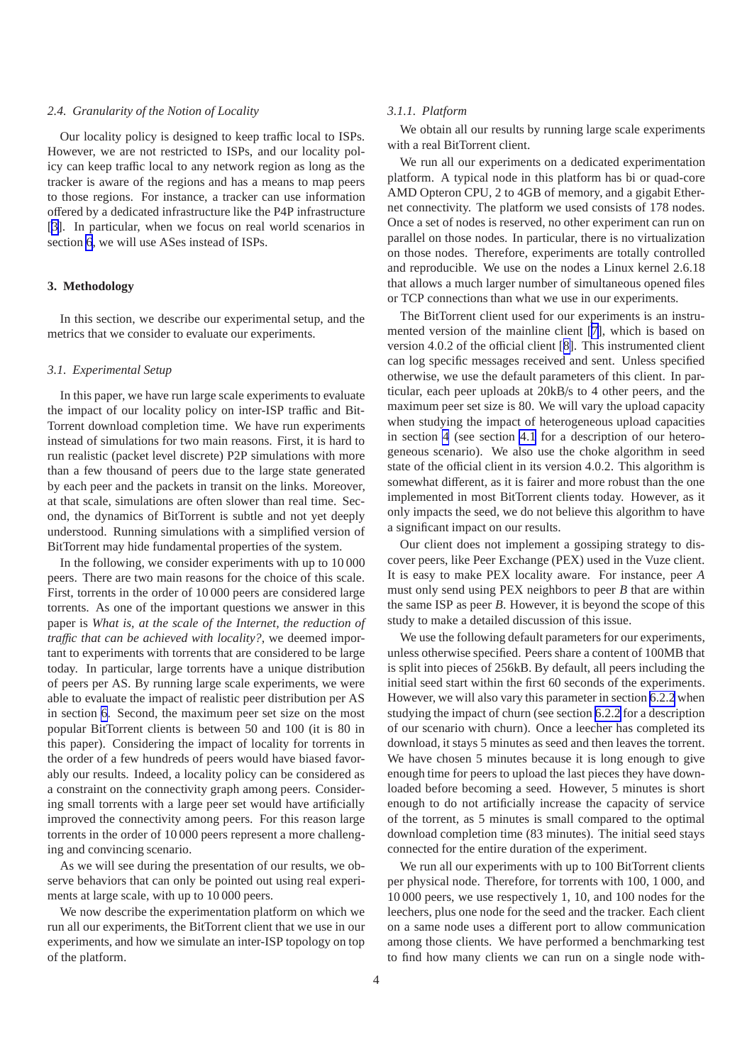### 2.4. Granularity of the Notion of Locality

Our locality policy is designed to keep traffic local to ISPs. However, we are not restricted to ISPs, and our locality policy can keep traffic local to any network region as long as the tracker is aware of the regions and has a means to map peers to those regions. For instance, a tracker can use information offered by a dedicated infrastructure like the P4P infrastructure [3]. In particular, when we focus on real world scenarios in section 6, we will use ASes instead of ISPs.

## 3. Methodology

In this section, we describe our experimental setup, and the metrics that we consider to evaluate our experiments.

### 3.1. Experimental Setup

In this paper, we have run large scale experiments to evaluate the impact of our locality policy on inter-ISP traffic and BitTorrent download completion time. We have run experiments instead of simulations for two main reasons. First, it is hard to run realistic (packet level discrete) P2P simulations with more than a few thousand of peers due to the large state generated by each peer and the packets in transit on the links. Moreover, at that scale, simulations are often slower than real time. Second, the dynamics of BitTorrent is subtle and not yet deeply understood. Running simulations with a simplified version of BitTorrent may hide fundamental properties of the system.

In the following, we consider experiments with up to 10 000 peers. There are two main reasons for the choice of this scale. First, torrents in the order of 10 000 peers are considered large torrents. As one of the important questions we answer in this paper is *What is, at the scale of the Internet, the reduction of traffic that can be achieved with locality?*, we deemed important to experiments with torrents that are considered to be large today. In particular, large torrents have a unique distribution of peers per AS. By running large scale experiments, we were able to evaluate the impact of realistic peer distribution per AS in section 6. Second, the maximum peer set size on the most popular BitTorrent clients is between 50 and 100 (it is 80 in this paper). Considering the impact of locality for torrents in the order of a few hundreds of peers would have biased favorably our results. Indeed, a locality policy can be considered as a constraint on the connectivity graph among peers. Considering small torrents with a large peer set would have artificially improved the connectivity among peers. For this reason large torrents in the order of 10 000 peers represent a more challenging and convincing scenario.

As we will see during the presentation of our results, we observe behaviors that can only be pointed out using real experiments at large scale, with up to 10 000 peers.

We now describe the experimentation platform on which we run all our experiments, the BitTorrent client that we use in our experiments, and how we simulate an inter-ISP topology on top of the platform.

#### 3.1.1. Platform

We obtain all our results by running large scale experiments with a real BitTorrent client.

We run all our experiments on a dedicated experimentation platform. A typical node in this platform has bi or quad-core AMD Opteron CPU, 2 to 4GB of memory, and a gigabit Ethernet connectivity. The platform we used consists of 178 nodes. Once a set of nodes is reserved, no other experiment can run on parallel on those nodes. In particular, there is no virtualization on those nodes. Therefore, experiments are totally controlled and reproducible. We use on the nodes a Linux kernel 2.6.18 that allows a much larger number of simultaneous opened files or TCP connections than what we use in our experiments.

The BitTorrent client used for our experiments is an instrumented version of the mainline client [7], which is based on version 4.0.2 of the official client [8]. This instrumented client can log specific messages received and sent. Unless specified otherwise, we use the default parameters of this client. In particular, each peer uploads at 20kB/s to 4 other peers, and the maximum peer set size is 80. We will vary the upload capacity when studying the impact of heterogeneous upload capacities in section 4 (see section 4.1 for a description of our heterogeneous scenario). We also use the choke algorithm in seed state of the official client in its version 4.0.2. This algorithm is somewhat different, as it is fairer and more robust than the one implemented in most BitTorrent clients today. However, as it only impacts the seed, we do not believe this algorithm to have a significant impact on our results.

Our client does not implement a gossiping strategy to discover peers, like Peer Exchange (PEX) used in the Vuze client. It is easy to make PEX locality aware. For instance, peer *A* must only send using PEX neighbors to peer *B* that are within the same ISP as peer *B*. However, it is beyond the scope of this study to make a detailed discussion of this issue.

We use the following default parameters for our experiments, unless otherwise specified. Peers share a content of 100MB that is split into pieces of 256kB. By default, all peers including the initial seed start within the first 60 seconds of the experiments. However, we will also vary this parameter in section 6.2.2 when studying the impact of churn (see section 6.2.2 for a description of our scenario with churn). Once a leecher has completed its download, it stays 5 minutes as seed and then leaves the torrent. We have chosen 5 minutes because it is long enough to give enough time for peers to upload the last pieces they have downloaded before becoming a seed. However, 5 minutes is short enough to do not artificially increase the capacity of service of the torrent, as 5 minutes is small compared to the optimal download completion time (83 minutes). The initial seed stays connected for the entire duration of the experiment.

We run all our experiments with up to 100 BitTorrent clients per physical node. Therefore, for torrents with 100, 1 000, and 10 000 peers, we use respectively 1, 10, and 100 nodes for the leechers, plus one node for the seed and the tracker. Each client on a same node uses a different port to allow communication among those clients. We have performed a benchmarking test to find how many clients we can run on a single node with-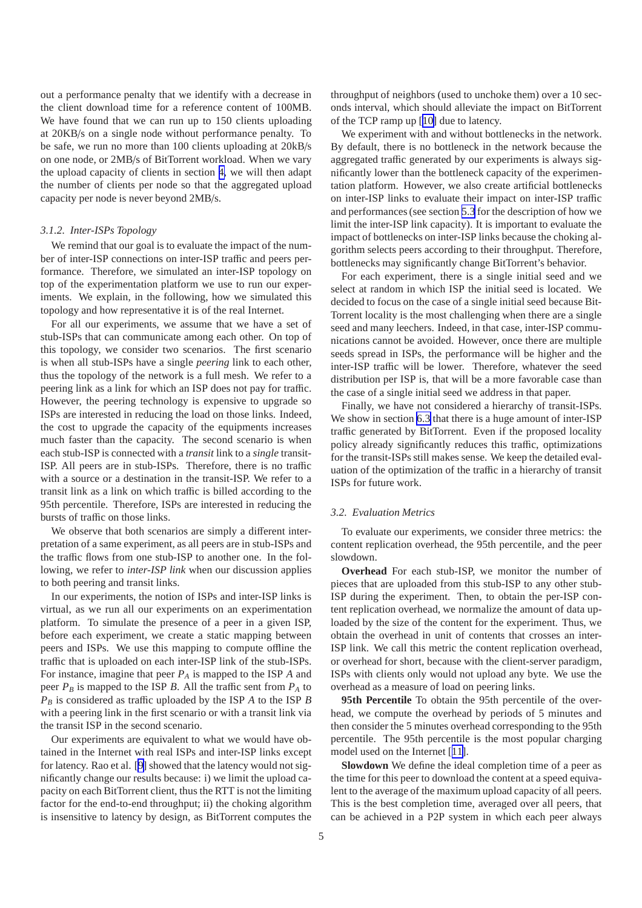out a performance penalty that we identify with a decrease in the client download time for a reference content of 100MB. We have found that we can run up to 150 clients uploading at 20KB/s on a single node without performance penalty. To be safe, we run no more than 100 clients uploading at 20kB/s on one node, or 2MB/s of BitTorrent workload. When we vary the upload capacity of clients in section 4, we will then adapt the number of clients per node so that the aggregated upload capacity per node is never beyond 2MB/s.

#### *3.1.2. Inter-ISPs Topology*

We remind that our goal is to evaluate the impact of the number of inter-ISP connections on inter-ISP traffic and peers performance. Therefore, we simulated an inter-ISP topology on top of the experimentation platform we use to run our experiments. We explain, in the following, how we simulated this topology and how representative it is of the real Internet.

For all our experiments, we assume that we have a set of stub-ISPs that can communicate among each other. On top of this topology, we consider two scenarios. The first scenario is when all stub-ISPs have a single *peering* link to each other, thus the topology of the network is a full mesh. We refer to a peering link as a link for which an ISP does not pay for traffic. However, the peering technology is expensive to upgrade so ISPs are interested in reducing the load on those links. Indeed, the cost to upgrade the capacity of the equipments increases much faster than the capacity. The second scenario is when each stub-ISP is connected with a *transit* link to a *single* transit-ISP. All peers are in stub-ISPs. Therefore, there is no traffic with a source or a destination in the transit-ISP. We refer to a transit link as a link on which traffic is billed according to the 95th percentile. Therefore, ISPs are interested in reducing the bursts of traffic on those links.

We observe that both scenarios are simply a different interpretation of a same experiment, as all peers are in stub-ISPs and the traffic flows from one stub-ISP to another one. In the following, we refer to *inter-ISP link* when our discussion applies to both peering and transit links.

In our experiments, the notion of ISPs and inter-ISP links is virtual, as we run all our experiments on an experimentation platform. To simulate the presence of a peer in a given ISP, before each experiment, we create a static mapping between peers and ISPs. We use this mapping to compute offline the traffic that is uploaded on each inter-ISP link of the stub-ISPs. For instance, imagine that peer $P_A$ is mapped to the ISP $A$ and peer $P_B$ is mapped to the ISP $B$. All the traffic sent from $P_A$ to $P_B$ is considered as traffic uploaded by the ISP $A$ to the ISP $B$ with a peering link in the first scenario or with a transit link via the transit ISP in the second scenario.

Our experiments are equivalent to what we would have obtained in the Internet with real ISPs and inter-ISP links except for latency. Rao et al. [9] showed that the latency would not significantly change our results because: i) we limit the upload capacity on each BitTorrent client, thus the RTT is not the limiting factor for the end-to-end throughput; ii) the choking algorithm is insensitive to latency by design, as BitTorrent computes the throughput of neighbors (used to unchoke them) over a 10 seconds interval, which should alleviate the impact on BitTorrent of the TCP ramp up [10] due to latency.

We experiment with and without bottlenecks in the network. By default, there is no bottleneck in the network because the aggregated traffic generated by our experiments is always significantly lower than the bottleneck capacity of the experimentation platform. However, we also create artificial bottlenecks on inter-ISP links to evaluate their impact on inter-ISP traffic and performances (see section 5.3 for the description of how we limit the inter-ISP link capacity). It is important to evaluate the impact of bottlenecks on inter-ISP links because the choking algorithm selects peers according to their throughput. Therefore, bottlenecks may significantly change BitTorrent's behavior.

For each experiment, there is a single initial seed and we select at random in which ISP the initial seed is located. We decided to focus on the case of a single initial seed because BitTorrent locality is the most challenging when there are a single seed and many leechers. Indeed, in that case, inter-ISP communications cannot be avoided. However, once there are multiple seeds spread in ISPs, the performance will be higher and the inter-ISP traffic will be lower. Therefore, whatever the seed distribution per ISP is, that will be a more favorable case than the case of a single initial seed we address in that paper.

Finally, we have not considered a hierarchy of transit-ISPs. We show in section 6.3 that there is a huge amount of inter-ISP traffic generated by BitTorrent. Even if the proposed locality policy already significantly reduces this traffic, optimizations for the transit-ISPs still makes sense. We keep the detailed evaluation of the optimization of the traffic in a hierarchy of transit ISPs for future work.

### *3.2. Evaluation Metrics*

To evaluate our experiments, we consider three metrics: the content replication overhead, the 95th percentile, and the peer slowdown.

**Overhead** For each stub-ISP, we monitor the number of pieces that are uploaded from this stub-ISP to any other stub-ISP during the experiment. Then, to obtain the per-ISP content replication overhead, we normalize the amount of data uploaded by the size of the content for the experiment. Thus, we obtain the overhead in unit of contents that crosses an inter-ISP link. We call this metric the content replication overhead, or overhead for short, because with the client-server paradigm, ISPs with clients only would not upload any byte. We use the overhead as a measure of load on peering links.

**95th Percentile** To obtain the 95th percentile of the overhead, we compute the overhead by periods of 5 minutes and then consider the 5 minutes overhead corresponding to the 95th percentile. The 95th percentile is the most popular charging model used on the Internet [11].

**Slowdown** We define the ideal completion time of a peer as the time for this peer to download the content at a speed equivalent to the average of the maximum upload capacity of all peers. This is the best completion time, averaged over all peers, that can be achieved in a P2P system in which each peer always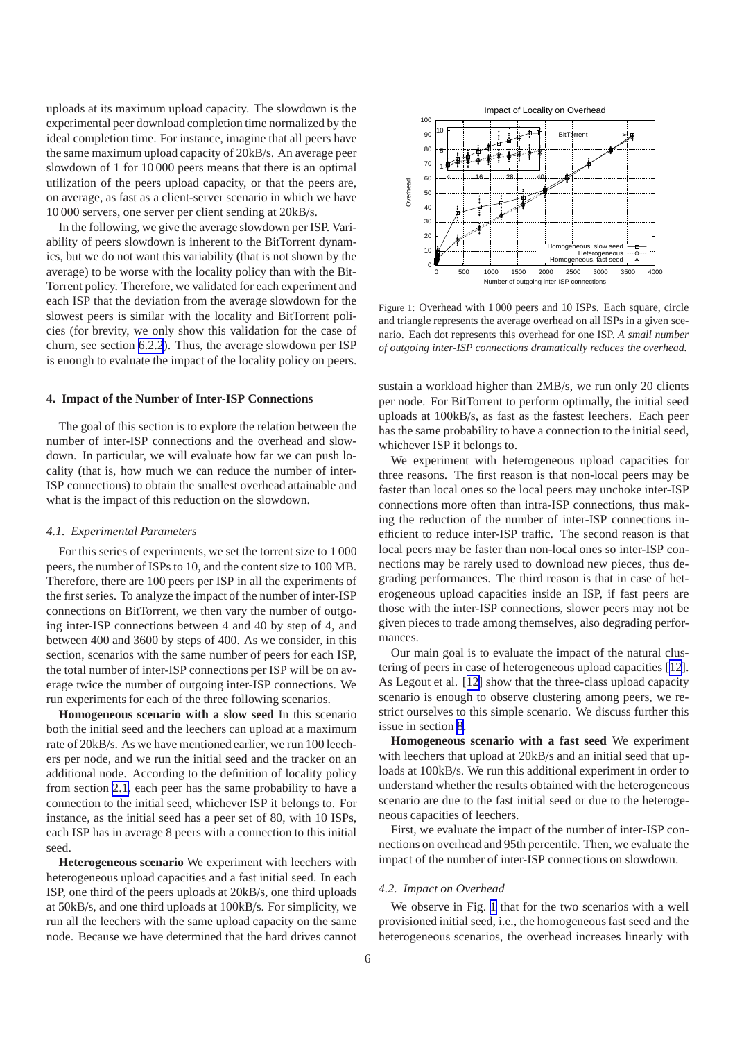uploads at its maximum upload capacity. The slowdown is the experimental peer download completion time normalized by the ideal completion time. For instance, imagine that all peers have the same maximum upload capacity of 20kB/s. An average peer slowdown of 1 for 10 000 peers means that there is an optimal utilization of the peers upload capacity, or that the peers are, on average, as fast as a client-server scenario in which we have 10 000 servers, one server per client sending at 20kB/s.

In the following, we give the average slowdown per ISP. Variability of peers slowdown is inherent to the BitTorrent dynamics, but we do not want this variability (that is not shown by the average) to be worse with the locality policy than with the BitTorrent policy. Therefore, we validated for each experiment and each ISP that the deviation from the average slowdown for the slowest peers is similar with the locality and BitTorrent policies (for brevity, we only show this validation for the case of churn, see section 6.2.2). Thus, the average slowdown per ISP is enough to evaluate the impact of the locality policy on peers.

## 4. Impact of the Number of Inter-ISP Connections

The goal of this section is to explore the relation between the number of inter-ISP connections and the overhead and slowdown. In particular, we will evaluate how far we can push locality (that is, how much we can reduce the number of inter-ISP connections) to obtain the smallest overhead attainable and what is the impact of this reduction on the slowdown.

### 4.1. Experimental Parameters

For this series of experiments, we set the torrent size to 1 000 peers, the number of ISPs to 10, and the content size to 100 MB. Therefore, there are 100 peers per ISP in all the experiments of the first series. To analyze the impact of the number of inter-ISP connections on BitTorrent, we then vary the number of outgoing inter-ISP connections between 4 and 40 by step of 4, and between 400 and 3600 by steps of 400. As we consider, in this section, scenarios with the same number of peers for each ISP, the total number of inter-ISP connections per ISP will be on average twice the number of outgoing inter-ISP connections. We run experiments for each of the three following scenarios.

**Homogeneous scenario with a slow seed** In this scenario both the initial seed and the leechers can upload at a maximum rate of 20kB/s. As we have mentioned earlier, we run 100 leechers per node, and we run the initial seed and the tracker on an additional node. According to the definition of locality policy from section 2.1, each peer has the same probability to have a connection to the initial seed, whichever ISP it belongs to. For instance, as the initial seed has a peer set of 80, with 10 ISPs, each ISP has in average 8 peers with a connection to this initial seed.

**Heterogeneous scenario** We experiment with leechers with heterogeneous upload capacities and a fast initial seed. In each ISP, one third of the peers uploads at 20kB/s, one third uploads at 50kB/s, and one third uploads at 100kB/s. For simplicity, we run all the leechers with the same upload capacity on the same node. Because we have determined that the hard drives cannot sustain a workload higher than 2MB/s, we run only 20 clients per node. For BitTorrent to perform optimally, the initial seed uploads at 100kB/s, as fast as the fastest leechers. Each peer has the same probability to have a connection to the initial seed, whichever ISP it belongs to.

We experiment with heterogeneous upload capacities for three reasons. The first reason is that non-local peers may be faster than local ones so the local peers may unchoke inter-ISP connections more often than intra-ISP connections, thus making the reduction of the number of inter-ISP connections inefficient to reduce inter-ISP traffic. The second reason is that local peers may be faster than non-local ones so inter-ISP connections may be rarely used to download new pieces, thus degrading performances. The third reason is that in case of heterogeneous upload capacities inside an ISP, if fast peers are those with the inter-ISP connections, slower peers may not be given pieces to trade among themselves, also degrading performances.

Our main goal is to evaluate the impact of the natural clustering of peers in case of heterogeneous upload capacities [12]. As Legout et al. [12] show that the three-class upload capacity scenario is enough to observe clustering among peers, we restrict ourselves to this simple scenario. We discuss further this issue in section 8.

**Homogeneous scenario with a fast seed** We experiment with leechers that upload at 20kB/s and an initial seed that uploads at 100kB/s. We run this additional experiment in order to understand whether the results obtained with the heterogeneous scenario are due to the fast initial seed or due to the heterogeneous capacities of leechers.

First, we evaluate the impact of the number of inter-ISP connections on overhead and 95th percentile. Then, we evaluate the impact of the number of inter-ISP connections on slowdown.

Figure 1: Overhead with 1 000 peers and 10 ISPs. Each square, circle and triangle represents the average overhead on all ISPs in a given scenario. Each dot represents this overhead for one ISP. *A small number of outgoing inter-ISP connections dramatically reduces the overhead.*

### 4.2. Impact on Overhead

We observe in Fig. 1 that for the two scenarios with a well provisioned initial seed, i.e., the homogeneous fast seed and the heterogeneous scenarios, the overhead increases linearly with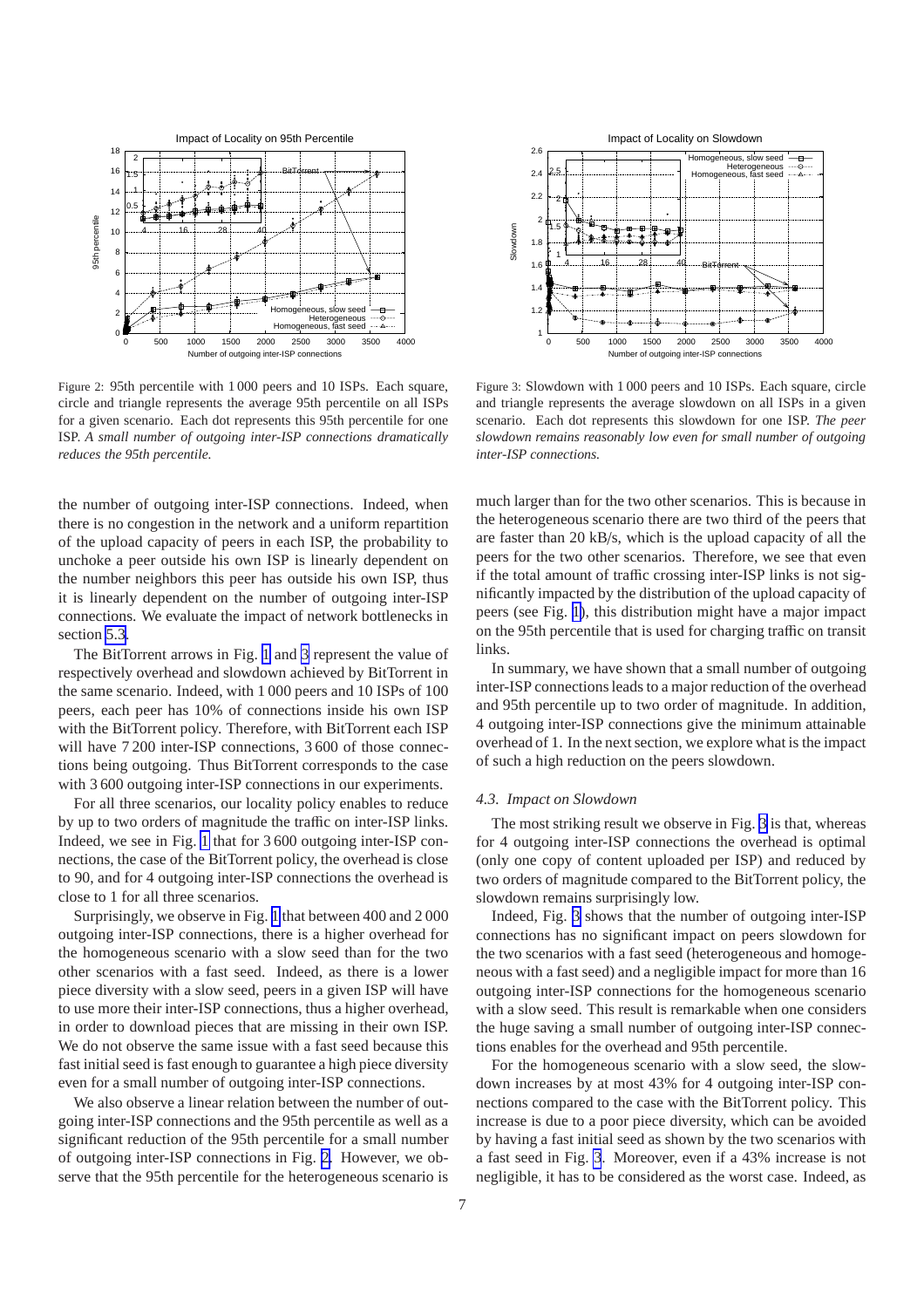Figure 2: 95th percentile with 1 000 peers and 10 ISPs. Each square, circle and triangle represents the average 95th percentile on all ISPs for a given scenario. Each dot represents this 95th percentile for one ISP. *A small number of outgoing inter-ISP connections dramatically reduces the 95th percentile.*

Figure 3: Slowdown with 1 000 peers and 10 ISPs. Each square, circle and triangle represents the average slowdown on all ISPs in a given scenario. Each dot represents this slowdown for one ISP. *The peer slowdown remains reasonably low even for small number of outgoing inter-ISP connections.*

the number of outgoing inter-ISP connections. Indeed, when there is no congestion in the network and a uniform repartition of the upload capacity of peers in each ISP, the probability to unchoke a peer outside his own ISP is linearly dependent on the number neighbors this peer has outside his own ISP, thus it is linearly dependent on the number of outgoing inter-ISP connections. We evaluate the impact of network bottlenecks in section 5.3.

The BitTorrent arrows in Fig. 1 and 3 represent the value of respectively overhead and slowdown achieved by BitTorrent in the same scenario. Indeed, with 1 000 peers and 10 ISPs of 100 peers, each peer has 10% of connections inside his own ISP with the BitTorrent policy. Therefore, with BitTorrent each ISP will have 7 200 inter-ISP connections, 3 600 of those connections being outgoing. Thus BitTorrent corresponds to the case with 3 600 outgoing inter-ISP connections in our experiments.

For all three scenarios, our locality policy enables to reduce by up to two orders of magnitude the traffic on inter-ISP links. Indeed, we see in Fig. 1 that for 3 600 outgoing inter-ISP connections, the case of the BitTorrent policy, the overhead is close to 90, and for 4 outgoing inter-ISP connections the overhead is close to 1 for all three scenarios.

Surprisingly, we observe in Fig. 1 that between 400 and 2 000 outgoing inter-ISP connections, there is a higher overhead for the homogeneous scenario with a slow seed than for the two other scenarios with a fast seed. Indeed, as there is a lower piece diversity with a slow seed, peers in a given ISP will have to use more their inter-ISP connections, thus a higher overhead, in order to download pieces that are missing in their own ISP. We do not observe the same issue with a fast seed because this fast initial seed is fast enough to guarantee a high piece diversity even for a small number of outgoing inter-ISP connections.

We also observe a linear relation between the number of outgoing inter-ISP connections and the 95th percentile as well as a significant reduction of the 95th percentile for a small number of outgoing inter-ISP connections in Fig. 2. However, we observe that the 95th percentile for the heterogeneous scenario is much larger than for the two other scenarios. This is because in the heterogeneous scenario there are two third of the peers that are faster than 20 kB/s, which is the upload capacity of all the peers for the two other scenarios. Therefore, we see that even if the total amount of traffic crossing inter-ISP links is not significantly impacted by the distribution of the upload capacity of peers (see Fig. 1), this distribution might have a major impact on the 95th percentile that is used for charging traffic on transit links.

In summary, we have shown that a small number of outgoing inter-ISP connections leads to a major reduction of the overhead and 95th percentile up to two order of magnitude. In addition, 4 outgoing inter-ISP connections give the minimum attainable overhead of 1. In the next section, we explore what is the impact of such a high reduction on the peers slowdown.

### *4.3. Impact on Slowdown*

The most striking result we observe in Fig. 3 is that, whereas for 4 outgoing inter-ISP connections the overhead is optimal (only one copy of content uploaded per ISP) and reduced by two orders of magnitude compared to the BitTorrent policy, the slowdown remains surprisingly low.

Indeed, Fig. 3 shows that the number of outgoing inter-ISP connections has no significant impact on peers slowdown for the two scenarios with a fast seed (heterogeneous and homogeneous with a fast seed) and a negligible impact for more than 16 outgoing inter-ISP connections for the homogeneous scenario with a slow seed. This result is remarkable when one considers the huge saving a small number of outgoing inter-ISP connections enables for the overhead and 95th percentile.

For the homogeneous scenario with a slow seed, the slowdown increases by at most 43% for 4 outgoing inter-ISP connections compared to the case with the BitTorrent policy. This increase is due to a poor piece diversity, which can be avoided by having a fast initial seed as shown by the two scenarios with a fast seed in Fig. 3. Moreover, even if a 43% increase is not negligible, it has to be considered as the worst case. Indeed, as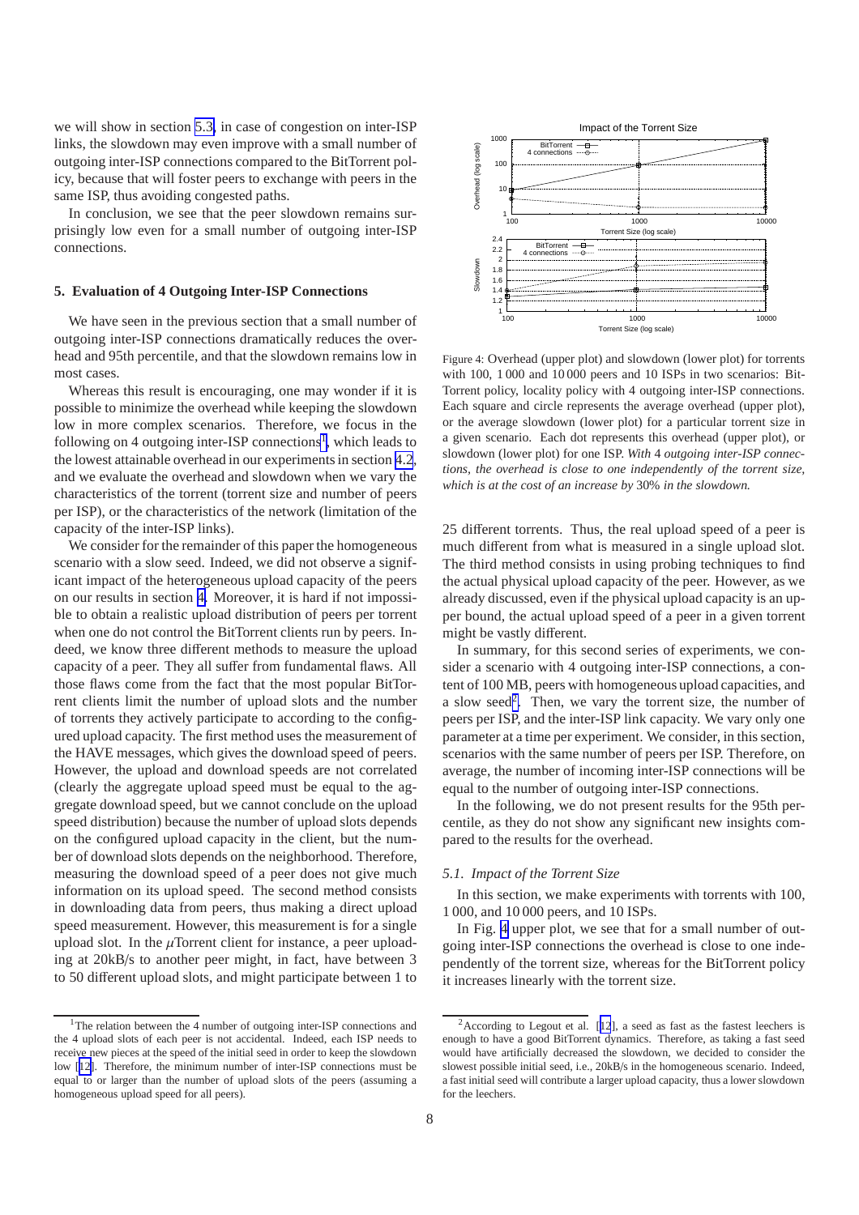we will show in section 5.3, in case of congestion on inter-ISP links, the slowdown may even improve with a small number of outgoing inter-ISP connections compared to the BitTorrent policy, because that will foster peers to exchange with peers in the same ISP, thus avoiding congested paths.

In conclusion, we see that the peer slowdown remains surprisingly low even for a small number of outgoing inter-ISP connections.

## 5. Evaluation of 4 Outgoing Inter-ISP Connections

We have seen in the previous section that a small number of outgoing inter-ISP connections dramatically reduces the overhead and 95th percentile, and that the slowdown remains low in most cases.

Whereas this result is encouraging, one may wonder if it is possible to minimize the overhead while keeping the slowdown low in more complex scenarios. Therefore, we focus in the following on 4 outgoing inter-ISP connections[1], which leads to the lowest attainable overhead in our experiments in section 4.2, and we evaluate the overhead and slowdown when we vary the characteristics of the torrent (torrent size and number of peers per ISP), or the characteristics of the network (limitation of the capacity of the inter-ISP links).

We consider for the remainder of this paper the homogeneous scenario with a slow seed. Indeed, we did not observe a significant impact of the heterogeneous upload capacity of the peers on our results in section 4. Moreover, it is hard if not impossible to obtain a realistic upload distribution of peers per torrent when one do not control the BitTorrent clients run by peers. Indeed, we know three different methods to measure the upload capacity of a peer. They all suffer from fundamental flaws. All those flaws come from the fact that the most popular BitTorrent clients limit the number of upload slots and the number of torrents they actively participate to according to the configured upload capacity. The first method uses the measurement of the HAVE messages, which gives the download speed of peers. However, the upload and download speeds are not correlated (clearly the aggregate upload speed must be equal to the aggregate download speed, but we cannot conclude on the upload speed distribution) because the number of upload slots depends on the configured upload capacity in the client, but the number of download slots depends on the neighborhood. Therefore, measuring the download speed of a peer does not give much information on its upload speed. The second method consists in downloading data from peers, thus making a direct upload speed measurement. However, this measurement is for a single upload slot. In the $\mu$Torrent client for instance, a peer uploading at 20kB/s to another peer might, in fact, have between 3 to 50 different upload slots, and might participate between 1 to 25 different torrents. Thus, the real upload speed of a peer is much different from what is measured in a single upload slot. The third method consists in using probing techniques to find the actual physical upload capacity of the peer. However, as we already discussed, even if the physical upload capacity is an upper bound, the actual upload speed of a peer in a given torrent might be vastly different.

In summary, for this second series of experiments, we consider a scenario with 4 outgoing inter-ISP connections, a content of 100 MB, peers with homogeneous upload capacities, and a slow seed[2]. Then, we vary the torrent size, the number of peers per ISP, and the inter-ISP link capacity. We vary only one parameter at a time per experiment. We consider, in this section, scenarios with the same number of peers per ISP. Therefore, on average, the number of incoming inter-ISP connections will be equal to the number of outgoing inter-ISP connections.

In the following, we do not present results for the 95th percentile, as they do not show any significant new insights compared to the results for the overhead.

Figure 4: Overhead (upper plot) and slowdown (lower plot) for torrents with 100, 1 000 and 10 000 peers and 10 ISPs in two scenarios: BitTorrent policy, locality policy with 4 outgoing inter-ISP connections. Each square and circle represents the average overhead (upper plot), or the average slowdown (lower plot) for a particular torrent size in a given scenario. Each dot represents this overhead (upper plot), or slowdown (lower plot) for one ISP. *With 4 outgoing inter-ISP connections, the overhead is close to one independently of the torrent size, which is at the cost of an increase by 30% in the slowdown.*

### 5.1. Impact of the Torrent Size

In this section, we make experiments with torrents with 100, 1 000, and 10 000 peers, and 10 ISPs.

In Fig. 4 upper plot, we see that for a small number of outgoing inter-ISP connections the overhead is close to one independently of the torrent size, whereas for the BitTorrent policy it increases linearly with the torrent size.

[1] The relation between the 4 number of outgoing inter-ISP connections and the 4 upload slots of each peer is not accidental. Indeed, each ISP needs to receive new pieces at the speed of the initial seed in order to keep the slowdown low [12]. Therefore, the minimum number of inter-ISP connections must be equal to or larger than the number of upload slots of the peers (assuming a homogeneous upload speed for all peers).

[2] According to Legout et al. [12], a seed as fast as the fastest leechers is enough to have a good BitTorrent dynamics. Therefore, as taking a fast seed would have artificially decreased the slowdown, we decided to consider the slowest possible initial seed, i.e., 20kB/s in the homogeneous scenario. Indeed, a fast initial seed will contribute a larger upload capacity, thus a lower slowdown for the leechers.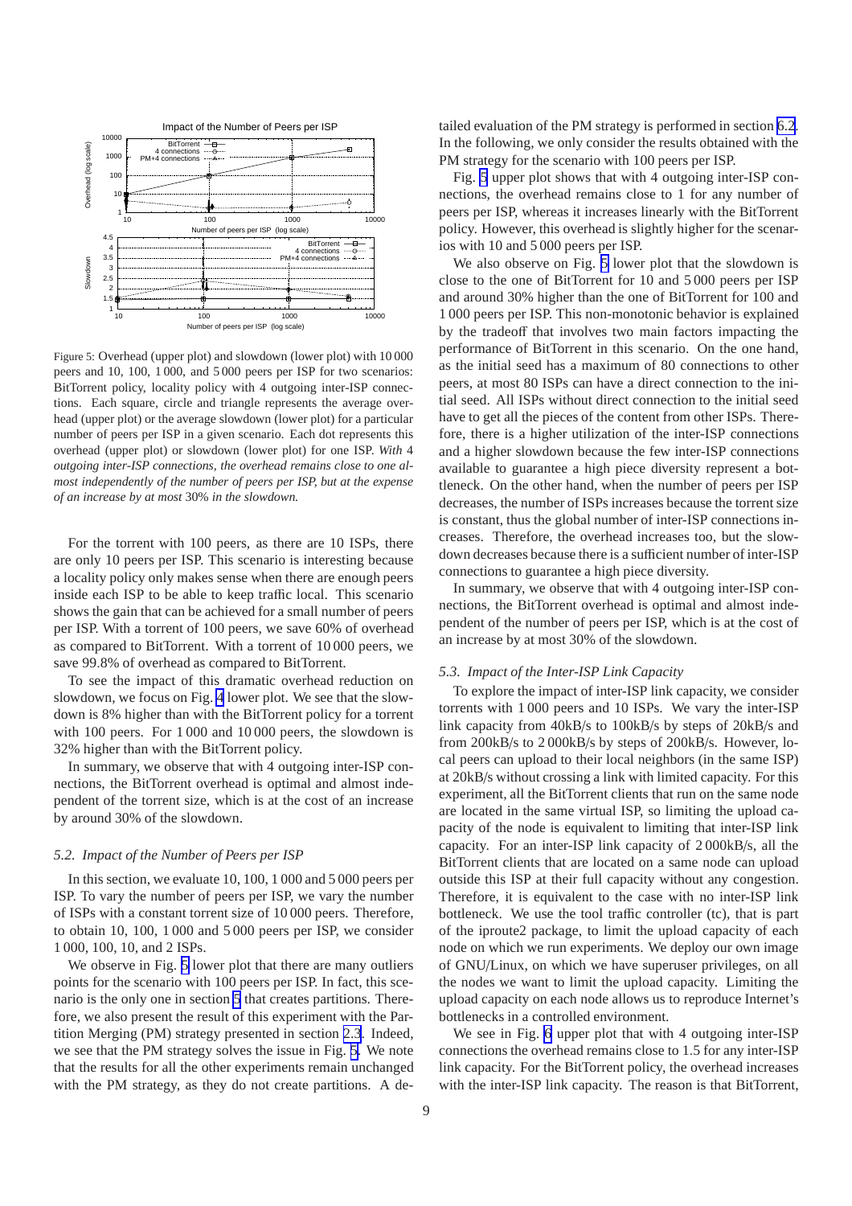Figure 5: Overhead (upper plot) and slowdown (lower plot) with 10 000 peers and 10, 100, 1 000, and 5 000 peers per ISP for two scenarios: BitTorrent policy, locality policy with 4 outgoing inter-ISP connections. Each square, circle and triangle represents the average overhead (upper plot) or the average slowdown (lower plot) for a particular number of peers per ISP in a given scenario. Each dot represents this overhead (upper plot) or slowdown (lower plot) for one ISP. *With* 4 *outgoing inter-ISP connections, the overhead remains close to one almost independently of the number of peers per ISP, but at the expense of an increase by at most* 30% *in the slowdown.*

For the torrent with 100 peers, as there are 10 ISPs, there are only 10 peers per ISP. This scenario is interesting because a locality policy only makes sense when there are enough peers inside each ISP to be able to keep traffic local. This scenario shows the gain that can be achieved for a small number of peers per ISP. With a torrent of 100 peers, we save 60% of overhead as compared to BitTorrent. With a torrent of 10 000 peers, we save 99.8% of overhead as compared to BitTorrent.

To see the impact of this dramatic overhead reduction on slowdown, we focus on Fig. 4 lower plot. We see that the slowdown is 8% higher than with the BitTorrent policy for a torrent with 100 peers. For 1 000 and 10 000 peers, the slowdown is 32% higher than with the BitTorrent policy.

In summary, we observe that with 4 outgoing inter-ISP connections, the BitTorrent overhead is optimal and almost independent of the torrent size, which is at the cost of an increase by around 30% of the slowdown.

### *5.2. Impact of the Number of Peers per ISP*

In this section, we evaluate 10, 100, 1 000 and 5 000 peers per ISP. To vary the number of peers per ISP, we vary the number of ISPs with a constant torrent size of 10 000 peers. Therefore, to obtain 10, 100, 1 000 and 5 000 peers per ISP, we consider 1 000, 100, 10, and 2 ISPs.

We observe in Fig. 5 lower plot that there are many outliers points for the scenario with 100 peers per ISP. In fact, this scenario is the only one in section 5 that creates partitions. Therefore, we also present the result of this experiment with the Partition Merging (PM) strategy presented in section 2.3. Indeed, we see that the PM strategy solves the issue in Fig. 5. We note that the results for all the other experiments remain unchanged with the PM strategy, as they do not create partitions. A detailed evaluation of the PM strategy is performed in section 6.2. In the following, we only consider the results obtained with the PM strategy for the scenario with 100 peers per ISP.

Fig. 5 upper plot shows that with 4 outgoing inter-ISP connections, the overhead remains close to 1 for any number of peers per ISP, whereas it increases linearly with the BitTorrent policy. However, this overhead is slightly higher for the scenarios with 10 and 5 000 peers per ISP.

We also observe on Fig. 5 lower plot that the slowdown is close to the one of BitTorrent for 10 and 5 000 peers per ISP and around 30% higher than the one of BitTorrent for 100 and 1 000 peers per ISP. This non-monotonic behavior is explained by the tradeoff that involves two main factors impacting the performance of BitTorrent in this scenario. On the one hand, as the initial seed has a maximum of 80 connections to other peers, at most 80 ISPs can have a direct connection to the initial seed. All ISPs without direct connection to the initial seed have to get all the pieces of the content from other ISPs. Therefore, there is a higher utilization of the inter-ISP connections and a higher slowdown because the few inter-ISP connections available to guarantee a high piece diversity represent a bottleneck. On the other hand, when the number of peers per ISP decreases, the number of ISPs increases because the torrent size is constant, thus the global number of inter-ISP connections increases. Therefore, the overhead increases too, but the slowdown decreases because there is a sufficient number of inter-ISP connections to guarantee a high piece diversity.

In summary, we observe that with 4 outgoing inter-ISP connections, the BitTorrent overhead is optimal and almost independent of the number of peers per ISP, which is at the cost of an increase by at most 30% of the slowdown.

### *5.3. Impact of the Inter-ISP Link Capacity*

To explore the impact of inter-ISP link capacity, we consider torrents with 1 000 peers and 10 ISPs. We vary the inter-ISP link capacity from 40kB/s to 100kB/s by steps of 20kB/s and from 200kB/s to 2 000kB/s by steps of 200kB/s. However, local peers can upload to their local neighbors (in the same ISP) at 20kB/s without crossing a link with limited capacity. For this experiment, all the BitTorrent clients that run on the same node are located in the same virtual ISP, so limiting the upload capacity of the node is equivalent to limiting that inter-ISP link capacity. For an inter-ISP link capacity of 2 000kB/s, all the BitTorrent clients that are located on a same node can upload outside this ISP at their full capacity without any congestion. Therefore, it is equivalent to the case with no inter-ISP link bottleneck. We use the tool traffic controller (tc), that is part of the iproute2 package, to limit the upload capacity of each node on which we run experiments. We deploy our own image of GNU/Linux, on which we have superuser privileges, on all the nodes we want to limit the upload capacity. Limiting the upload capacity on each node allows us to reproduce Internet's bottlenecks in a controlled environment.

We see in Fig. 6 upper plot that with 4 outgoing inter-ISP connections the overhead remains close to 1.5 for any inter-ISP link capacity. For the BitTorrent policy, the overhead increases with the inter-ISP link capacity. The reason is that BitTorrent,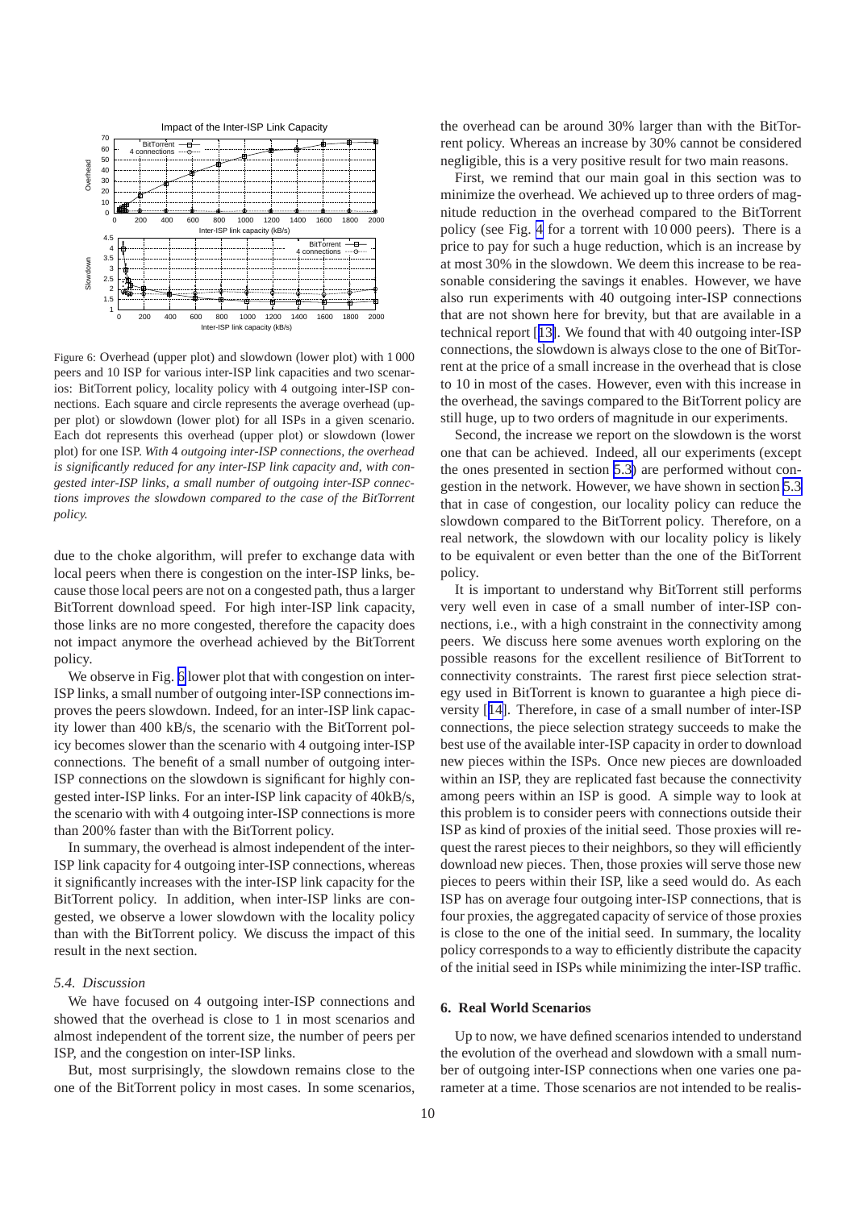Impact of the Inter-ISP Link Capacity

Overhead

70
60
50
40
30
20
10
0

BitTorrent
4 connections

0 200 400 600 800 1000 1200 1400 1600 1800 2000

Inter-ISP link capacity (kB/s)

Slowdown

4.5
4
3.5
3
2.5
2
1.5
1

BitTorrent
4 connections

0 200 400 600 800 1000 1200 1400 1600 1800 2000

Inter-ISP link capacity (kB/s)

Figure 6: Overhead (upper plot) and slowdown (lower plot) with 1 000 peers and 10 ISP for various inter-ISP link capacities and two scenarios: BitTorrent policy, locality policy with 4 outgoing inter-ISP connections. Each square and circle represents the average overhead (upper plot) or slowdown (lower plot) for all ISPs in a given scenario. Each dot represents this overhead (upper plot) or slowdown (lower plot) for one ISP. *With* 4 *outgoing inter-ISP connections, the overhead is significantly reduced for any inter-ISP link capacity and, with congested inter-ISP links, a small number of outgoing inter-ISP connections improves the slowdown compared to the case of the BitTorrent policy.*

due to the choke algorithm, will prefer to exchange data with local peers when there is congestion on the inter-ISP links, because those local peers are not on a congested path, thus a larger BitTorrent download speed. For high inter-ISP link capacity, those links are no more congested, therefore the capacity does not impact anymore the overhead achieved by the BitTorrent policy.

We observe in Fig. 6 lower plot that with congestion on inter-ISP links, a small number of outgoing inter-ISP connections improves the peers slowdown. Indeed, for an inter-ISP link capacity lower than 400 kB/s, the scenario with the BitTorrent policy becomes slower than the scenario with 4 outgoing inter-ISP connections. The benefit of a small number of outgoing inter-ISP connections on the slowdown is significant for highly congested inter-ISP links. For an inter-ISP link capacity of 40kB/s, the scenario with with 4 outgoing inter-ISP connections is more than 200% faster than with the BitTorrent policy.

In summary, the overhead is almost independent of the inter-ISP link capacity for 4 outgoing inter-ISP connections, whereas it significantly increases with the inter-ISP link capacity for the BitTorrent policy. In addition, when inter-ISP links are congested, we observe a lower slowdown with the locality policy than with the BitTorrent policy. We discuss the impact of this result in the next section.

### 5.4. Discussion

We have focused on 4 outgoing inter-ISP connections and showed that the overhead is close to 1 in most scenarios and almost independent of the torrent size, the number of peers per ISP, and the congestion on inter-ISP links.

But, most surprisingly, the slowdown remains close to the one of the BitTorrent policy in most cases. In some scenarios, the overhead can be around 30% larger than with the BitTorrent policy. Whereas an increase by 30% cannot be considered negligible, this is a very positive result for two main reasons.

First, we remind that our main goal in this section was to minimize the overhead. We achieved up to three orders of magnitude reduction in the overhead compared to the BitTorrent policy (see Fig. 4 for a torrent with 10 000 peers). There is a price to pay for such a huge reduction, which is an increase by at most 30% in the slowdown. We deem this increase to be reasonable considering the savings it enables. However, we have also run experiments with 40 outgoing inter-ISP connections that are not shown here for brevity, but that are available in a technical report [13]. We found that with 40 outgoing inter-ISP connections, the slowdown is always close to the one of BitTorrent at the price of a small increase in the overhead that is close to 10 in most of the cases. However, even with this increase in the overhead, the savings compared to the BitTorrent policy are still huge, up to two orders of magnitude in our experiments.

Second, the increase we report on the slowdown is the worst one that can be achieved. Indeed, all our experiments (except the ones presented in section 5.3) are performed without congestion in the network. However, we have shown in section 5.3 that in case of congestion, our locality policy can reduce the slowdown compared to the BitTorrent policy. Therefore, on a real network, the slowdown with our locality policy is likely to be equivalent or even better than the one of the BitTorrent policy.

It is important to understand why BitTorrent still performs very well even in case of a small number of inter-ISP connections, i.e., with a high constraint in the connectivity among peers. We discuss here some avenues worth exploring on the possible reasons for the excellent resilience of BitTorrent to connectivity constraints. The rarest first piece selection strategy used in BitTorrent is known to guarantee a high piece diversity [14]. Therefore, in case of a small number of inter-ISP connections, the piece selection strategy succeeds to make the best use of the available inter-ISP capacity in order to download new pieces within the ISPs. Once new pieces are downloaded within an ISP, they are replicated fast because the connectivity among peers within an ISP is good. A simple way to look at this problem is to consider peers with connections outside their ISP as kind of proxies of the initial seed. Those proxies will request the rarest pieces to their neighbors, so they will efficiently download new pieces. Then, those proxies will serve those new pieces to peers within their ISP, like a seed would do. As each ISP has on average four outgoing inter-ISP connections, that is four proxies, the aggregated capacity of service of those proxies is close to the one of the initial seed. In summary, the locality policy corresponds to a way to efficiently distribute the capacity of the initial seed in ISPs while minimizing the inter-ISP traffic.

## 6. Real World Scenarios

Up to now, we have defined scenarios intended to understand the evolution of the overhead and slowdown with a small number of outgoing inter-ISP connections when one varies one parameter at a time. Those scenarios are not intended to be realis-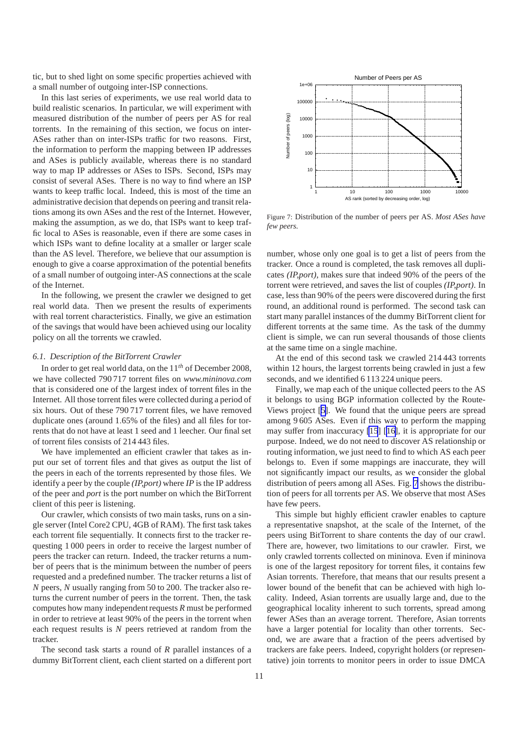tic, but to shed light on some specific properties achieved with a small number of outgoing inter-ISP connections.

In this last series of experiments, we use real world data to build realistic scenarios. In particular, we will experiment with measured distribution of the number of peers per AS for real torrents. In the remaining of this section, we focus on inter-ASes rather than on inter-ISPs traffic for two reasons. First, the information to perform the mapping between IP addresses and ASes is publicly available, whereas there is no standard way to map IP addresses or ASes to ISPs. Second, ISPs may consist of several ASes. There is no way to find where an ISP wants to keep traffic local. Indeed, this is most of the time an administrative decision that depends on peering and transit relations among its own ASes and the rest of the Internet. However, making the assumption, as we do, that ISPs want to keep traffic local to ASes is reasonable, even if there are some cases in which ISPs want to define locality at a smaller or larger scale than the AS level. Therefore, we believe that our assumption is enough to give a coarse approximation of the potential benefits of a small number of outgoing inter-AS connections at the scale of the Internet.

In the following, we present the crawler we designed to get real world data. Then we present the results of experiments with real torrent characteristics. Finally, we give an estimation of the savings that would have been achieved using our locality policy on all the torrents we crawled.

### 6.1. Description of the BitTorrent Crawler

In order to get real world data, on the $11^{th}$ of December 2008, we have collected 790 717 torrent files on *www.mininova.com* that is considered one of the largest index of torrent files in the Internet. All those torrent files were collected during a period of six hours. Out of these 790 717 torrent files, we have removed duplicate ones (around 1.65% of the files) and all files for torrents that do not have at least 1 seed and 1 leecher. Our final set of torrent files consists of 214 443 files.

We have implemented an efficient crawler that takes as input our set of torrent files and that gives as output the list of the peers in each of the torrents represented by those files. We identify a peer by the couple *(IP,port)* where *IP* is the IP address of the peer and *port* is the port number on which the BitTorrent client of this peer is listening.

Our crawler, which consists of two main tasks, runs on a single server (Intel Core2 CPU, 4GB of RAM). The first task takes each torrent file sequentially. It connects first to the tracker requesting 1 000 peers in order to receive the largest number of peers the tracker can return. Indeed, the tracker returns a number of peers that is the minimum between the number of peers requested and a predefined number. The tracker returns a list of $N$ peers, $N$ usually ranging from 50 to 200. The tracker also returns the current number of peers in the torrent. Then, the task computes how many independent requests $R$ must be performed in order to retrieve at least 90% of the peers in the torrent when each request results is $N$ peers retrieved at random from the tracker.

The second task starts a round of $R$ parallel instances of a dummy BitTorrent client, each client started on a different port number, whose only one goal is to get a list of peers from the tracker. Once a round is completed, the task removes all duplicates *(IP,port)*, makes sure that indeed 90% of the peers of the torrent were retrieved, and saves the list of couples *(IP,port)*. In case, less than 90% of the peers were discovered during the first round, an additional round is performed. The second task can start many parallel instances of the dummy BitTorrent client for different torrents at the same time. As the task of the dummy client is simple, we can run several thousands of those clients at the same time on a single machine.

At the end of this second task we crawled 214 443 torrents within 12 hours, the largest torrents being crawled in just a few seconds, and we identified 6 113 224 unique peers.

Finally, we map each of the unique collected peers to the AS it belongs to using BGP information collected by the Route-Views project [5]. We found that the unique peers are spread among 9 605 ASes. Even if this way to perform the mapping may suffer from inaccuracy [15] [16], it is appropriate for our purpose. Indeed, we do not need to discover AS relationship or routing information, we just need to find to which AS each peer belongs to. Even if some mappings are inaccurate, they will not significantly impact our results, as we consider the global distribution of peers among all ASes. Fig. 7 shows the distribution of peers for all torrents per AS. We observe that most ASes have few peers.

Figure 7: Distribution of the number of peers per AS. *Most ASes have few peers.*

This simple but highly efficient crawler enables to capture a representative snapshot, at the scale of the Internet, of the peers using BitTorrent to share contents the day of our crawl. There are, however, two limitations to our crawler. First, we only crawled torrents collected on mininova. Even if mininova is one of the largest repository for torrent files, it contains few Asian torrents. Therefore, that means that our results present a lower bound of the benefit that can be achieved with high locality. Indeed, Asian torrents are usually large and, due to the geographical locality inherent to such torrents, spread among fewer ASes than an average torrent. Therefore, Asian torrents have a larger potential for locality than other torrents. Second, we are aware that a fraction of the peers advertised by trackers are fake peers. Indeed, copyright holders (or representative) join torrents to monitor peers in order to issue DMCA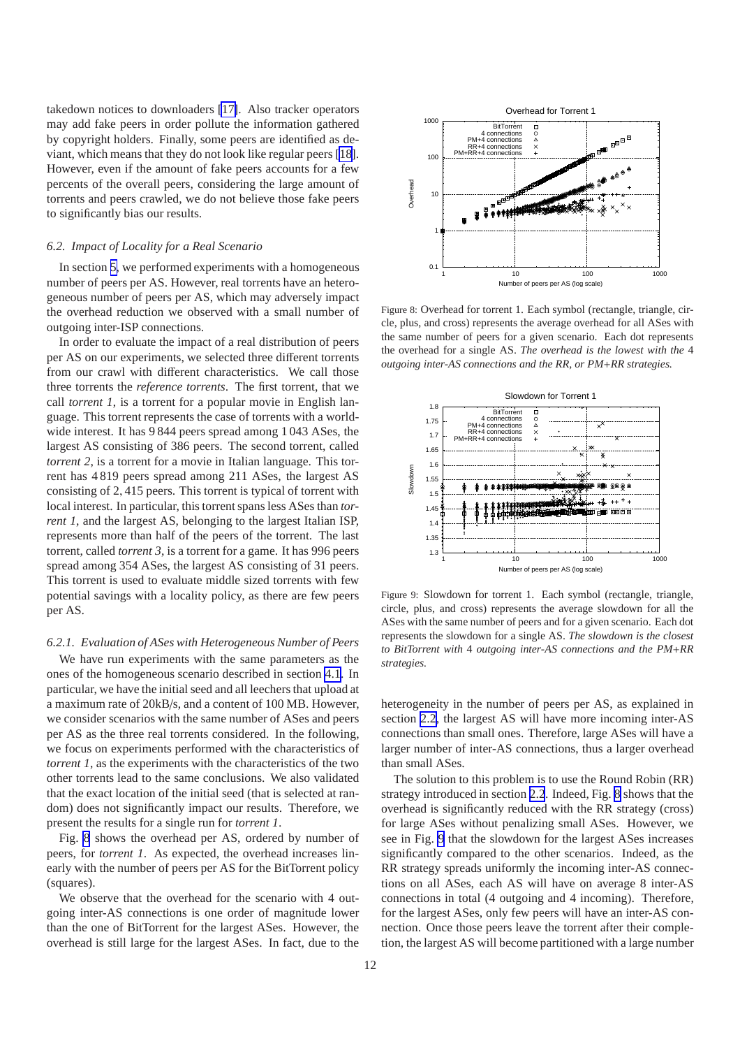takedown notices to downloaders [17]. Also tracker operators may add fake peers in order pollute the information gathered by copyright holders. Finally, some peers are identified as deviant, which means that they do not look like regular peers [18]. However, even if the amount of fake peers accounts for a few percents of the overall peers, considering the large amount of torrents and peers crawled, we do not believe those fake peers to significantly bias our results.

### 6.2. Impact of Locality for a Real Scenario

In section 5, we performed experiments with a homogeneous number of peers per AS. However, real torrents have an heterogeneous number of peers per AS, which may adversely impact the overhead reduction we observed with a small number of outgoing inter-ISP connections.

In order to evaluate the impact of a real distribution of peers per AS on our experiments, we selected three different torrents from our crawl with different characteristics. We call those three torrents the *reference torrents*. The first torrent, that we call *torrent 1*, is a torrent for a popular movie in English language. This torrent represents the case of torrents with a worldwide interest. It has 9 844 peers spread among 1 043 ASes, the largest AS consisting of 386 peers. The second torrent, called *torrent 2*, is a torrent for a movie in Italian language. This torrent has 4 819 peers spread among 211 ASes, the largest AS consisting of 2, 415 peers. This torrent is typical of torrent with local interest. In particular, this torrent spans less ASes than *torrent 1*, and the largest AS, belonging to the largest Italian ISP, represents more than half of the peers of the torrent. The last torrent, called *torrent 3*, is a torrent for a game. It has 996 peers spread among 354 ASes, the largest AS consisting of 31 peers. This torrent is used to evaluate middle sized torrents with few potential savings with a locality policy, as there are few peers per AS.

#### 6.2.1. Evaluation of ASes with Heterogeneous Number of Peers

We have run experiments with the same parameters as the ones of the homogeneous scenario described in section 4.1. In particular, we have the initial seed and all leechers that upload at a maximum rate of 20kB/s, and a content of 100 MB. However, we consider scenarios with the same number of ASes and peers per AS as the three real torrents considered. In the following, we focus on experiments performed with the characteristics of *torrent 1*, as the experiments with the characteristics of the two other torrents lead to the same conclusions. We also validated that the exact location of the initial seed (that is selected at random) does not significantly impact our results. Therefore, we present the results for a single run for *torrent 1*.

Fig. 8 shows the overhead per AS, ordered by number of peers, for *torrent 1*. As expected, the overhead increases linearly with the number of peers per AS for the BitTorrent policy (squares).

We observe that the overhead for the scenario with 4 outgoing inter-AS connections is one order of magnitude lower than the one of BitTorrent for the largest ASes. However, the overhead is still large for the largest ASes. In fact, due to the heterogeneity in the number of peers per AS, as explained in section 2.2, the largest AS will have more incoming inter-AS connections than small ones. Therefore, large ASes will have a larger number of inter-AS connections, thus a larger overhead than small ASes.

Figure 8: Overhead for torrent 1. Each symbol (rectangle, triangle, circle, plus, and cross) represents the average overhead for all ASes with the same number of peers for a given scenario. Each dot represents the overhead for a single AS. *The overhead is the lowest with the* 4 *outgoing inter-AS connections and the RR, or PM+RR strategies.*

Figure 9: Slowdown for torrent 1. Each symbol (rectangle, triangle, circle, plus, and cross) represents the average slowdown for all the ASes with the same number of peers and for a given scenario. Each dot represents the slowdown for a single AS. *The slowdown is the closest to BitTorrent with* 4 *outgoing inter-AS connections and the PM+RR strategies.*

The solution to this problem is to use the Round Robin (RR) strategy introduced in section 2.2. Indeed, Fig. 8 shows that the overhead is significantly reduced with the RR strategy (cross) for large ASes without penalizing small ASes. However, we see in Fig. 9 that the slowdown for the largest ASes increases significantly compared to the other scenarios. Indeed, as the RR strategy spreads uniformly the incoming inter-AS connections on all ASes, each AS will have on average 8 inter-AS connections in total (4 outgoing and 4 incoming). Therefore, for the largest ASes, only few peers will have an inter-AS connection. Once those peers leave the torrent after their completion, the largest AS will become partitioned with a large number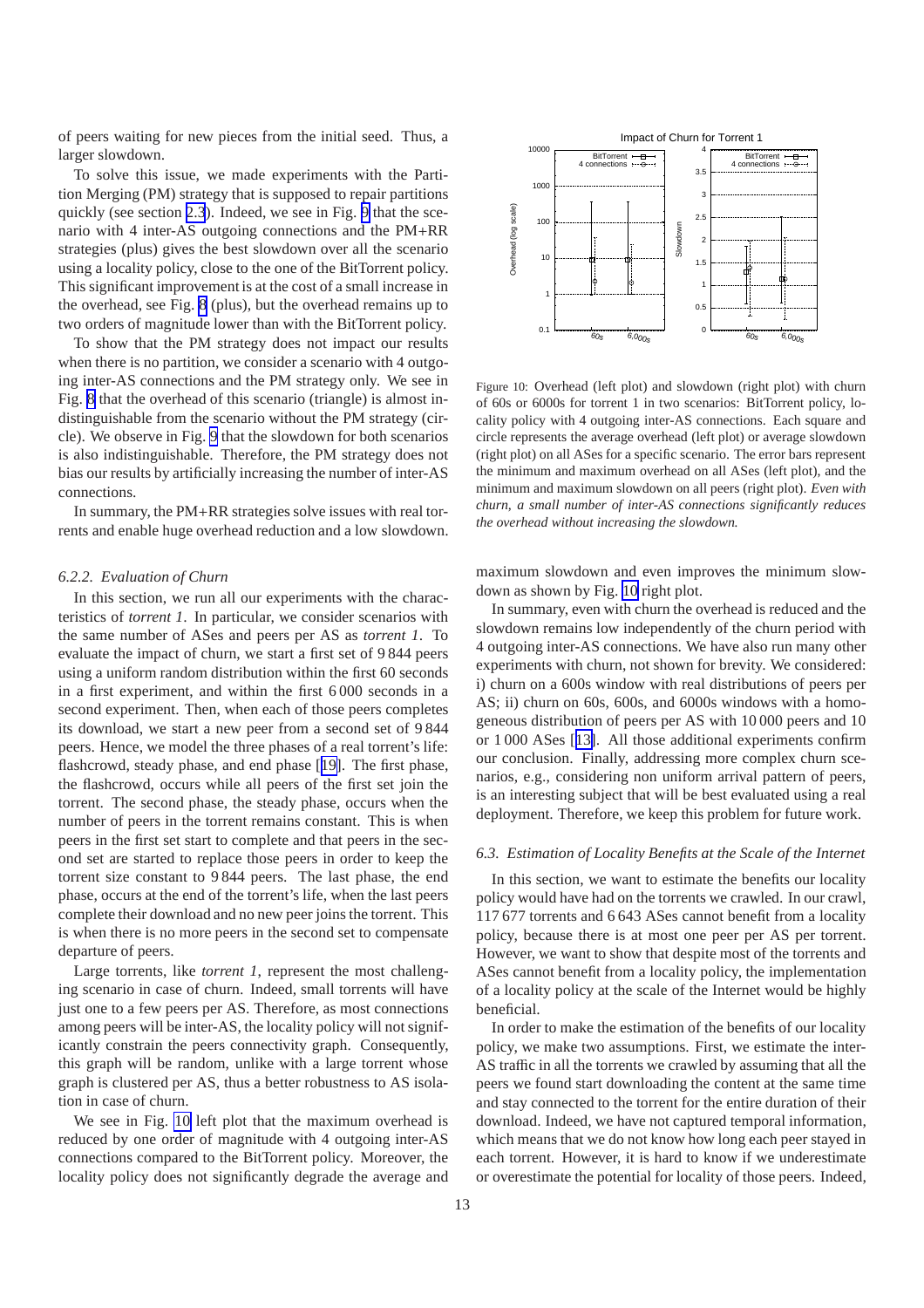of peers waiting for new pieces from the initial seed. Thus, a larger slowdown.

To solve this issue, we made experiments with the Partition Merging (PM) strategy that is supposed to repair partitions quickly (see section 2.3). Indeed, we see in Fig. 9 that the scenario with 4 inter-AS outgoing connections and the PM+RR strategies (plus) gives the best slowdown over all the scenario using a locality policy, close to the one of the BitTorrent policy. This significant improvement is at the cost of a small increase in the overhead, see Fig. 8 (plus), but the overhead remains up to two orders of magnitude lower than with the BitTorrent policy.

To show that the PM strategy does not impact our results when there is no partition, we consider a scenario with 4 outgoing inter-AS connections and the PM strategy only. We see in Fig. 8 that the overhead of this scenario (triangle) is almost indistinguishable from the scenario without the PM strategy (circle). We observe in Fig. 9 that the slowdown for both scenarios is also indistinguishable. Therefore, the PM strategy does not bias our results by artificially increasing the number of inter-AS connections.

In summary, the PM+RR strategies solve issues with real torrents and enable huge overhead reduction and a low slowdown.

### 6.2.2. Evaluation of Churn

In this section, we run all our experiments with the characteristics of *torrent 1*. In particular, we consider scenarios with the same number of ASes and peers per AS as *torrent 1*. To evaluate the impact of churn, we start a first set of 9 844 peers using a uniform random distribution within the first 60 seconds in a first experiment, and within the first 6 000 seconds in a second experiment. Then, when each of those peers completes its download, we start a new peer from a second set of 9 844 peers. Hence, we model the three phases of a real torrent's life: flashcrowd, steady phase, and end phase [19]. The first phase, the flashcrowd, occurs while all peers of the first set join the torrent. The second phase, the steady phase, occurs when the number of peers in the torrent remains constant. This is when peers in the first set start to complete and that peers in the second set are started to replace those peers in order to keep the torrent size constant to 9 844 peers. The last phase, the end phase, occurs at the end of the torrent's life, when the last peers complete their download and no new peer joins the torrent. This is when there is no more peers in the second set to compensate departure of peers.

Large torrents, like *torrent 1*, represent the most challenging scenario in case of churn. Indeed, small torrents will have just one to a few peers per AS. Therefore, as most connections among peers will be inter-AS, the locality policy will not significantly constrain the peers connectivity graph. Consequently, this graph will be random, unlike with a large torrent whose graph is clustered per AS, thus a better robustness to AS isolation in case of churn.

We see in Fig. 10 left plot that the maximum overhead is reduced by one order of magnitude with 4 outgoing inter-AS connections compared to the BitTorrent policy. Moreover, the locality policy does not significantly degrade the average and maximum slowdown and even improves the minimum slowdown as shown by Fig. 10 right plot.

Figure 10: Overhead (left plot) and slowdown (right plot) with churn of 60s or 6000s for torrent 1 in two scenarios: BitTorrent policy, locality policy with 4 outgoing inter-AS connections. Each square and circle represents the average overhead (left plot) or average slowdown (right plot) on all ASes for a specific scenario. The error bars represent the minimum and maximum overhead on all ASes (left plot), and the minimum and maximum slowdown on all peers (right plot). *Even with churn, a small number of inter-AS connections significantly reduces the overhead without increasing the slowdown.*

In summary, even with churn the overhead is reduced and the slowdown remains low independently of the churn period with 4 outgoing inter-AS connections. We have also run many other experiments with churn, not shown for brevity. We considered: i) churn on a 600s window with real distributions of peers per AS; ii) churn on 60s, 600s, and 6000s windows with a homogeneous distribution of peers per AS with 10 000 peers and 10 or 1 000 ASes [13]. All those additional experiments confirm our conclusion. Finally, addressing more complex churn scenarios, e.g., considering non uniform arrival pattern of peers, is an interesting subject that will be best evaluated using a real deployment. Therefore, we keep this problem for future work.

### 6.3. Estimation of Locality Benefits at the Scale of the Internet

In this section, we want to estimate the benefits our locality policy would have had on the torrents we crawled. In our crawl, 117 677 torrents and 6 643 ASes cannot benefit from a locality policy, because there is at most one peer per AS per torrent. However, we want to show that despite most of the torrents and ASes cannot benefit from a locality policy, the implementation of a locality policy at the scale of the Internet would be highly beneficial.

In order to make the estimation of the benefits of our locality policy, we make two assumptions. First, we estimate the inter-AS traffic in all the torrents we crawled by assuming that all the peers we found start downloading the content at the same time and stay connected to the torrent for the entire duration of their download. Indeed, we have not captured temporal information, which means that we do not know how long each peer stayed in each torrent. However, it is hard to know if we underestimate or overestimate the potential for locality of those peers. Indeed,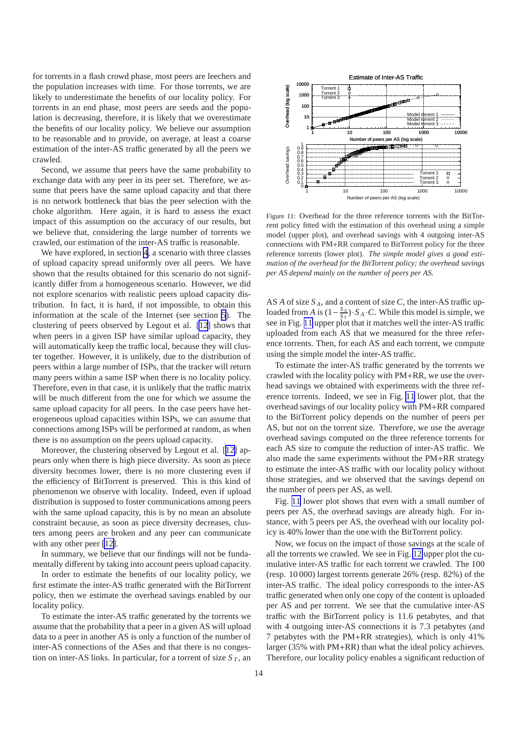for torrents in a flash crowd phase, most peers are leechers and the population increases with time. For those torrents, we are likely to underestimate the benefits of our locality policy. For torrents in an end phase, most peers are seeds and the population is decreasing, therefore, it is likely that we overestimate the benefits of our locality policy. We believe our assumption to be reasonable and to provide, on average, at least a coarse estimation of the inter-AS traffic generated by all the peers we crawled.

Second, we assume that peers have the same probability to exchange data with any peer in its peer set. Therefore, we assume that peers have the same upload capacity and that there is no network bottleneck that bias the peer selection with the choke algorithm. Here again, it is hard to assess the exact impact of this assumption on the accuracy of our results, but we believe that, considering the large number of torrents we crawled, our estimation of the inter-AS traffic is reasonable.

We have explored, in section 4, a scenario with three classes of upload capacity spread uniformly over all peers. We have shown that the results obtained for this scenario do not significantly differ from a homogeneous scenario. However, we did not explore scenarios with realistic peers upload capacity distribution. In fact, it is hard, if not impossible, to obtain this information at the scale of the Internet (see section 5). The clustering of peers observed by Legout et al. [12] shows that when peers in a given ISP have similar upload capacity, they will automatically keep the traffic local, because they will cluster together. However, it is unlikely, due to the distribution of peers within a large number of ISPs, that the tracker will return many peers within a same ISP when there is no locality policy. Therefore, even in that case, it is unlikely that the traffic matrix will be much different from the one for which we assume the same upload capacity for all peers. In the case peers have heterogeneous upload capacities within ISPs, we can assume that connections among ISPs will be performed at random, as when there is no assumption on the peers upload capacity.

Moreover, the clustering observed by Legout et al. [12] appears only when there is high piece diversity. As soon as piece diversity becomes lower, there is no more clustering even if the efficiency of BitTorrent is preserved. This is this kind of phenomenon we observe with locality. Indeed, even if upload distribution is supposed to foster communications among peers with the same upload capacity, this is by no mean an absolute constraint because, as soon as piece diversity decreases, clusters among peers are broken and any peer can communicate with any other peer [12].

In summary, we believe that our findings will not be fundamentally different by taking into account peers upload capacity.

In order to estimate the benefits of our locality policy, we first estimate the inter-AS traffic generated with the BitTorrent policy, then we estimate the overhead savings enabled by our locality policy.

To estimate the inter-AS traffic generated by the torrents we assume that the probability that a peer in a given AS will upload data to a peer in another AS is only a function of the number of inter-AS connections of the ASes and that there is no congestion on inter-AS links. In particular, for a torrent of size $S_T$, an AS $A$ of size $S_A$, and a content of size $C$, the inter-AS traffic uploaded from $A$ is $(1-\frac{S_A}{S_T})\cdot S_A \cdot C$. While this model is simple, we see in Fig. 11 upper plot that it matches well the inter-AS traffic uploaded from each AS that we measured for the three reference torrents. Then, for each AS and each torrent, we compute using the simple model the inter-AS traffic.

Figure 11: Overhead for the three reference torrents with the BitTorrent policy fitted with the estimation of this overhead using a simple model (upper plot), and overhead savings with 4 outgoing inter-AS connections with PM+RR compared to BitTorrent policy for the three reference torrents (lower plot). *The simple model gives a good estimation of the overhead for the BitTorrent policy; the overhead savings per AS depend mainly on the number of peers per AS.*

To estimate the inter-AS traffic generated by the torrents we crawled with the locality policy with PM+RR, we use the overhead savings we obtained with experiments with the three reference torrents. Indeed, we see in Fig. 11 lower plot, that the overhead savings of our locality policy with PM+RR compared to the BitTorrent policy depends on the number of peers per AS, but not on the torrent size. Therefore, we use the average overhead savings computed on the three reference torrents for each AS size to compute the reduction of inter-AS traffic. We also made the same experiments without the PM+RR strategy to estimate the inter-AS traffic with our locality policy without those strategies, and we observed that the savings depend on the number of peers per AS, as well.

Fig. 11 lower plot shows that even with a small number of peers per AS, the overhead savings are already high. For instance, with 5 peers per AS, the overhead with our locality policy is 40% lower than the one with the BitTorrent policy.

Now, we focus on the impact of those savings at the scale of all the torrents we crawled. We see in Fig. 12 upper plot the cumulative inter-AS traffic for each torrent we crawled. The 100 (resp. 10 000) largest torrents generate 26% (resp. 82%) of the inter-AS traffic. The ideal policy corresponds to the inter-AS traffic generated when only one copy of the content is uploaded per AS and per torrent. We see that the cumulative inter-AS traffic with the BitTorrent policy is 11.6 petabytes, and that with 4 outgoing inter-AS connections it is 7.3 petabytes (and 7 petabytes with the PM+RR strategies), which is only 41% larger (35% with PM+RR) than what the ideal policy achieves. Therefore, our locality policy enables a significant reduction of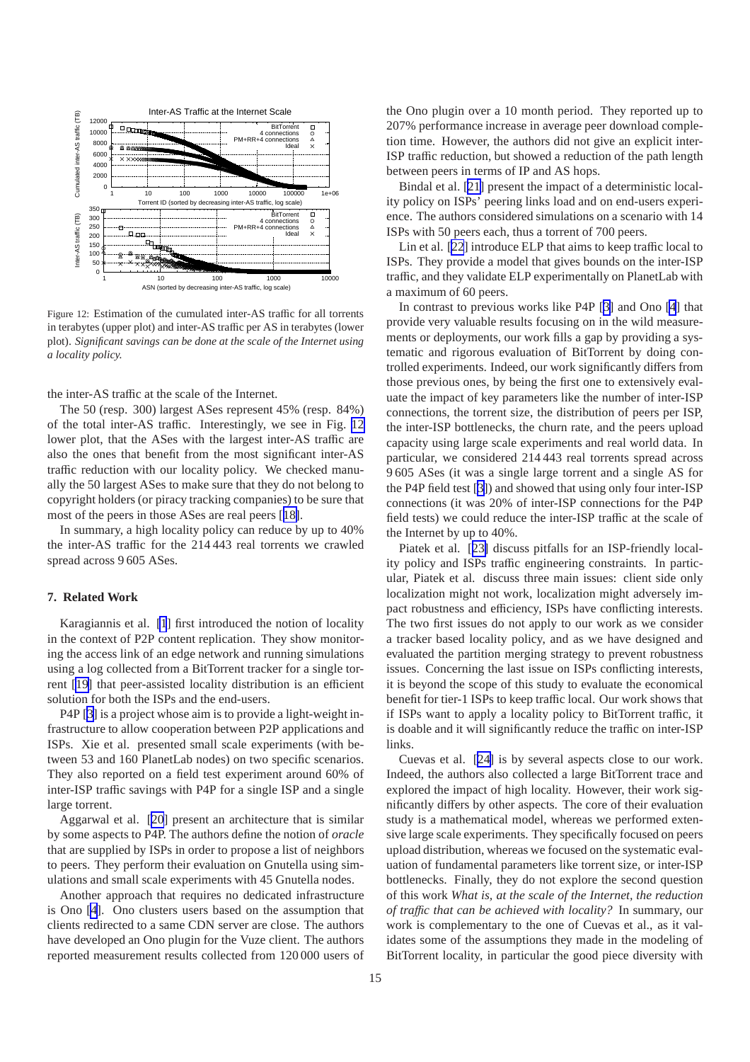Figure 12: Estimation of the cumulated inter-AS traffic for all torrents in terabytes (upper plot) and inter-AS traffic per AS in terabytes (lower plot). *Significant savings can be done at the scale of the Internet using a locality policy.*

the inter-AS traffic at the scale of the Internet.

The 50 (resp. 300) largest ASes represent 45% (resp. 84%) of the total inter-AS traffic. Interestingly, we see in Fig. 12 lower plot, that the ASes with the largest inter-AS traffic are also the ones that benefit from the most significant inter-AS traffic reduction with our locality policy. We checked manually the 50 largest ASes to make sure that they do not belong to copyright holders (or piracy tracking companies) to be sure that most of the peers in those ASes are real peers [18].

In summary, a high locality policy can reduce by up to 40% the inter-AS traffic for the 214 443 real torrents we crawled spread across 9 605 ASes.

## 7. Related Work

Karagiannis et al. [1] first introduced the notion of locality in the context of P2P content replication. They show monitoring the access link of an edge network and running simulations using a log collected from a BitTorrent tracker for a single torrent [19] that peer-assisted locality distribution is an efficient solution for both the ISPs and the end-users.

P4P [3] is a project whose aim is to provide a light-weight infrastructure to allow cooperation between P2P applications and ISPs. Xie et al. presented small scale experiments (with between 53 and 160 PlanetLab nodes) on two specific scenarios. They also reported on a field test experiment around 60% of inter-ISP traffic savings with P4P for a single ISP and a single large torrent.

Aggarwal et al. [20] present an architecture that is similar by some aspects to P4P. The authors define the notion of *oracle* that are supplied by ISPs in order to propose a list of neighbors to peers. They perform their evaluation on Gnutella using simulations and small scale experiments with 45 Gnutella nodes.

Another approach that requires no dedicated infrastructure is Ono [4]. Ono clusters users based on the assumption that clients redirected to a same CDN server are close. The authors have developed an Ono plugin for the Vuze client. The authors reported measurement results collected from 120 000 users of the Ono plugin over a 10 month period. They reported up to 207% performance increase in average peer download completion time. However, the authors did not give an explicit inter-ISP traffic reduction, but showed a reduction of the path length between peers in terms of IP and AS hops.

Bindal et al. [21] present the impact of a deterministic locality policy on ISPs' peering links load and on end-users experience. The authors considered simulations on a scenario with 14 ISPs with 50 peers each, thus a torrent of 700 peers.

Lin et al. [22] introduce ELP that aims to keep traffic local to ISPs. They provide a model that gives bounds on the inter-ISP traffic, and they validate ELP experimentally on PlanetLab with a maximum of 60 peers.

In contrast to previous works like P4P [3] and Ono [4] that provide very valuable results focusing on in the wild measurements or deployments, our work fills a gap by providing a systematic and rigorous evaluation of BitTorrent by doing controlled experiments. Indeed, our work significantly differs from those previous ones, by being the first one to extensively evaluate the impact of key parameters like the number of inter-ISP connections, the torrent size, the distribution of peers per ISP, the inter-ISP bottlenecks, the churn rate, and the peers upload capacity using large scale experiments and real world data. In particular, we considered 214 443 real torrents spread across 9 605 ASes (it was a single large torrent and a single AS for the P4P field test [3]) and showed that using only four inter-ISP connections (it was 20% of inter-ISP connections for the P4P field tests) we could reduce the inter-ISP traffic at the scale of the Internet by up to 40%.

Piatek et al. [23] discuss pitfalls for an ISP-friendly locality policy and ISPs traffic engineering constraints. In particular, Piatek et al. discuss three main issues: client side only localization might not work, localization might adversely impact robustness and efficiency, ISPs have conflicting interests. The two first issues do not apply to our work as we consider a tracker based locality policy, and as we have designed and evaluated the partition merging strategy to prevent robustness issues. Concerning the last issue on ISPs conflicting interests, it is beyond the scope of this study to evaluate the economical benefit for tier-1 ISPs to keep traffic local. Our work shows that if ISPs want to apply a locality policy to BitTorrent traffic, it is doable and it will significantly reduce the traffic on inter-ISP links.

Cuevas et al. [24] is by several aspects close to our work. Indeed, the authors also collected a large BitTorrent trace and explored the impact of high locality. However, their work significantly differs by other aspects. The core of their evaluation study is a mathematical model, whereas we performed extensive large scale experiments. They specifically focused on peers upload distribution, whereas we focused on the systematic evaluation of fundamental parameters like torrent size, or inter-ISP bottlenecks. Finally, they do not explore the second question of this work *What is, at the scale of the Internet, the reduction of traffic that can be achieved with locality?* In summary, our work is complementary to the one of Cuevas et al., as it validates some of the assumptions they made in the modeling of BitTorrent locality, in particular the good piece diversity with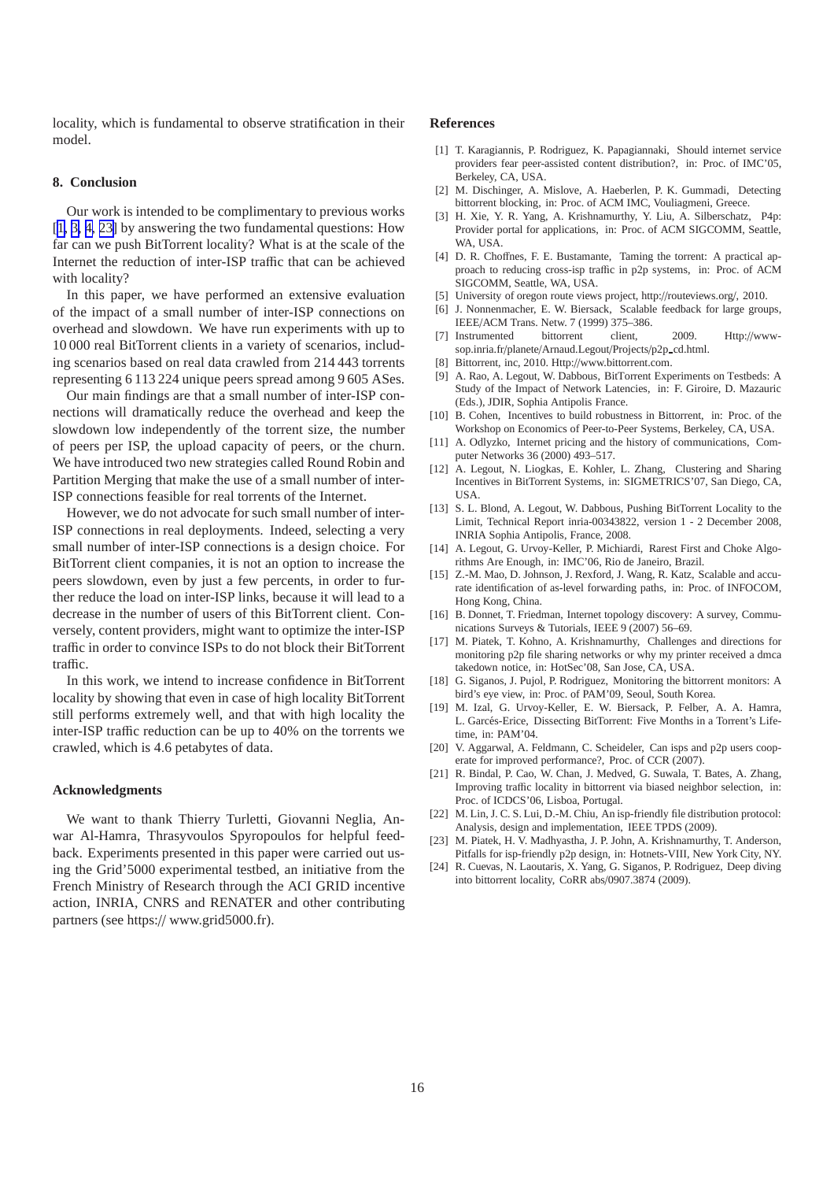locality, which is fundamental to observe stratification in their model.

## 8. Conclusion

Our work is intended to be complimentary to previous works [1, 3, 4, 23] by answering the two fundamental questions: How far can we push BitTorrent locality? What is at the scale of the Internet the reduction of inter-ISP traffic that can be achieved with locality?

In this paper, we have performed an extensive evaluation of the impact of a small number of inter-ISP connections on overhead and slowdown. We have run experiments with up to 10 000 real BitTorrent clients in a variety of scenarios, including scenarios based on real data crawled from 214 443 torrents representing 6 113 224 unique peers spread among 9 605 ASes.

Our main findings are that a small number of inter-ISP connections will dramatically reduce the overhead and keep the slowdown low independently of the torrent size, the number of peers per ISP, the upload capacity of peers, or the churn. We have introduced two new strategies called Round Robin and Partition Merging that make the use of a small number of inter-ISP connections feasible for real torrents of the Internet.

However, we do not advocate for such small number of inter-ISP connections in real deployments. Indeed, selecting a very small number of inter-ISP connections is a design choice. For BitTorrent client companies, it is not an option to increase the peers slowdown, even by just a few percents, in order to further reduce the load on inter-ISP links, because it will lead to a decrease in the number of users of this BitTorrent client. Conversely, content providers, might want to optimize the inter-ISP traffic in order to convince ISPs to do not block their BitTorrent traffic.

In this work, we intend to increase confidence in BitTorrent locality by showing that even in case of high locality BitTorrent still performs extremely well, and that with high locality the inter-ISP traffic reduction can be up to 40% on the torrents we crawled, which is 4.6 petabytes of data.

## Acknowledgments

We want to thank Thierry Turletti, Giovanni Neglia, Anwar Al-Hamra, Thrasyvoulos Spyropoulos for helpful feedback. Experiments presented in this paper were carried out using the Grid'5000 experimental testbed, an initiative from the French Ministry of Research through the ACI GRID incentive action, INRIA, CNRS and RENATER and other contributing partners (see https:// www.grid5000.fr).

## References

[1] T. Karagiannis, P. Rodriguez, K. Papagiannaki, Should internet service providers fear peer-assisted content distribution?, in: Proc. of IMC'05, Berkeley, CA, USA.

[2] M. Dischinger, A. Mislove, A. Haeberlen, P. K. Gummadi, Detecting bittorrent blocking, in: Proc. of ACM IMC, Vouliagmeni, Greece.

[3] H. Xie, Y. R. Yang, A. Krishnamurthy, Y. Liu, A. Silberschatz, P4p: Provider portal for applications, in: Proc. of ACM SIGCOMM, Seattle, WA, USA.

[4] D. R. Choffnes, F. E. Bustamante, Taming the torrent: A practical approach to reducing cross-isp traffic in p2p systems, in: Proc. of ACM SIGCOMM, Seattle, WA, USA.

[5] University of oregon route views project, http://routeviews.org/, 2010.

[6] J. Nonnenmacher, E. W. Biersack, Scalable feedback for large groups, IEEE/ACM Trans. Netw. 7 (1999) 375–386.

[7] Instrumented bittorrent client, 2009. Http://www-sop.inria.fr/planete/Arnaud.Legout/Projects/p2p_cd.html.

[8] Bittorrent, inc, 2010. Http://www.bittorrent.com.

[9] A. Rao, A. Legout, W. Dabbous, BitTorrent Experiments on Testbeds: A Study of the Impact of Network Latencies, in: F. Giroire, D. Mazauric (Eds.), JDIR, Sophia Antipolis France.

[10] B. Cohen, Incentives to build robustness in Bittorrent, in: Proc. of the Workshop on Economics of Peer-to-Peer Systems, Berkeley, CA, USA.

[11] A. Odlyzko, Internet pricing and the history of communications, Computer Networks 36 (2000) 493–517.

[12] A. Legout, N. Liogkas, E. Kohler, L. Zhang, Clustering and Sharing Incentives in BitTorrent Systems, in: SIGMETRICS'07, San Diego, CA, USA.

[13] S. L. Blond, A. Legout, W. Dabbous, Pushing BitTorrent Locality to the Limit, Technical Report inria-00343822, version 1 - 2 December 2008, INRIA Sophia Antipolis, France, 2008.

[14] A. Legout, G. Urvoy-Keller, P. Michiardi, Rarest First and Choke Algorithms Are Enough, in: IMC'06, Rio de Janeiro, Brazil.

[15] Z.-M. Mao, D. Johnson, J. Rexford, J. Wang, R. Katz, Scalable and accurate identification of as-level forwarding paths, in: Proc. of INFOCOM, Hong Kong, China.

[16] B. Donnet, T. Friedman, Internet topology discovery: A survey, Communications Surveys & Tutorials, IEEE 9 (2007) 56–69.

[17] M. Piatek, T. Kohno, A. Krishnamurthy, Challenges and directions for monitoring p2p file sharing networks or why my printer received a dmca takedown notice, in: HotSec'08, San Jose, CA, USA.

[18] G. Siganos, J. Pujol, P. Rodriguez, Monitoring the bittorrent monitors: A bird's eye view, in: Proc. of PAM'09, Seoul, South Korea.

[19] M. Izal, G. Urvoy-Keller, E. W. Biersack, P. Felber, A. A. Hamra, L. Garcés-Erice, Dissecting BitTorrent: Five Months in a Torrent's Lifetime, in: PAM'04.

[20] V. Aggarwal, A. Feldmann, C. Scheideler, Can isps and p2p users cooperate for improved performance?, Proc. of CCR (2007).

[21] R. Bindal, P. Cao, W. Chan, J. Medved, G. Suwala, T. Bates, A. Zhang, Improving traffic locality in bittorrent via biased neighbor selection, in: Proc. of ICDCS'06, Lisboa, Portugal.

[22] M. Lin, J. C. S. Lui, D.-M. Chiu, An isp-friendly file distribution protocol: Analysis, design and implementation, IEEE TPDS (2009).

[23] M. Piatek, H. V. Madhyastha, J. P. John, A. Krishnamurthy, T. Anderson, Pitfalls for isp-friendly p2p design, in: Hotnets-VIII, New York City, NY.

[24] R. Cuevas, N. Laoutaris, X. Yang, G. Siganos, P. Rodriguez, Deep diving into bittorrent locality, CoRR abs/0907.3874 (2009).